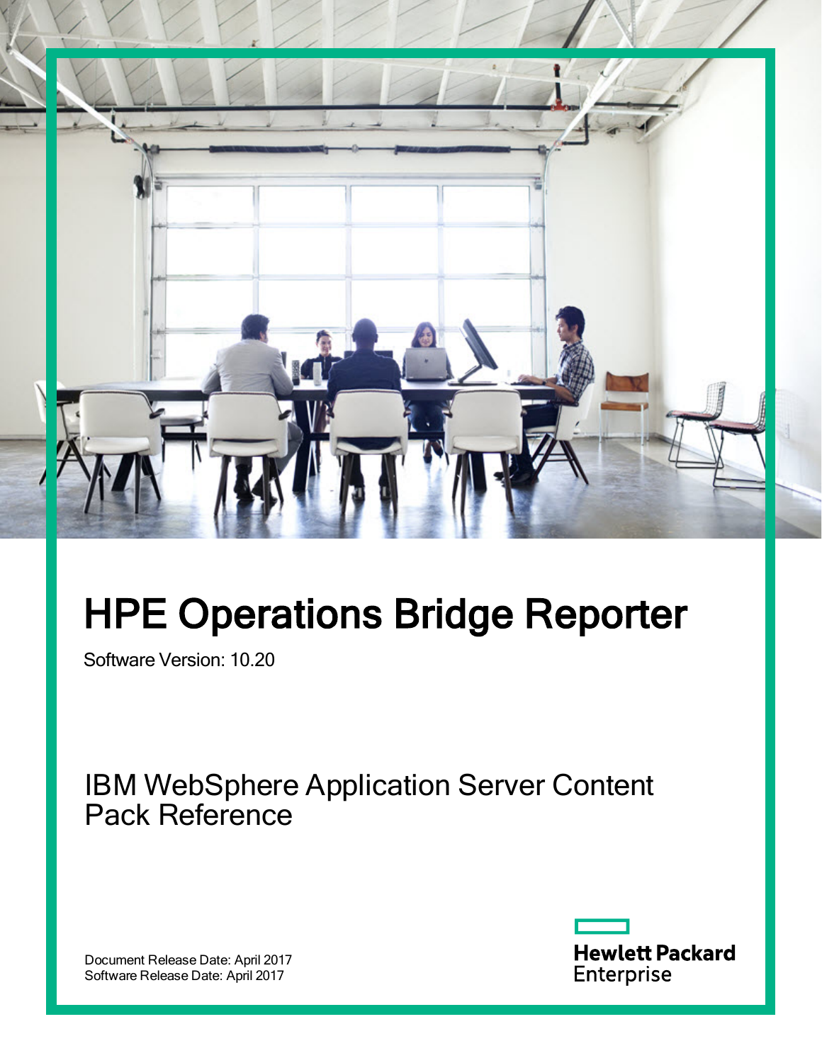# HPE Operations Bridge Reporter

Software Version: 10.20

## IBM WebSphere Application Server Content Pack Reference

Document Release Date: April 2017
Software Release Date: April 2017

Hewlett Packard Enterprise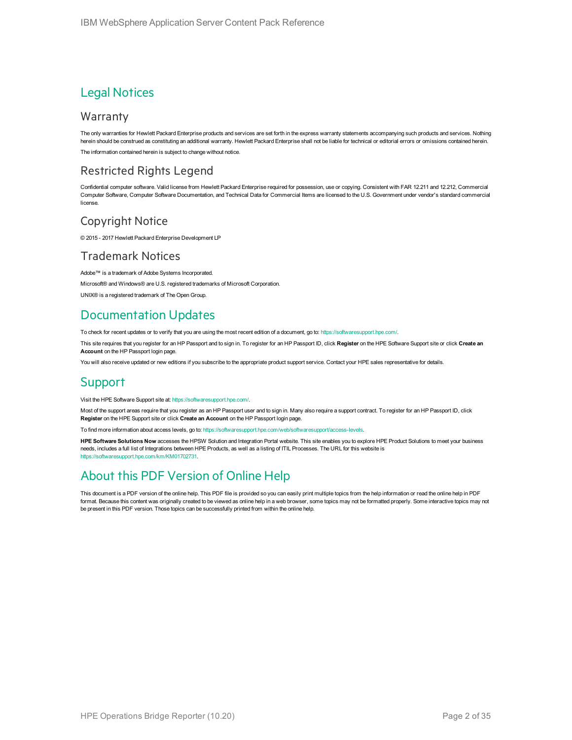# Legal Notices

## Warranty

The only warranties for Hewlett Packard Enterprise products and services are set forth in the express warranty statements accompanying such products and services. Nothing herein should be construed as constituting an additional warranty. Hewlett Packard Enterprise shall not be liable for technical or editorial errors or omissions contained herein.

The information contained herein is subject to change without notice.

## Restricted Rights Legend

Confidential computer software. Valid license from Hewlett Packard Enterprise required for possession, use or copying. Consistent with FAR 12.211 and 12.212, Commercial Computer Software, Computer Software Documentation, and Technical Data for Commercial Items are licensed to the U.S. Government under vendor's standard commercial license.

## Copyright Notice

© 2015 - 2017 Hewlett Packard Enterprise Development LP

## Trademark Notices

Adobe™ is a trademark of Adobe Systems Incorporated.

Microsoft® and Windows® are U.S. registered trademarks of Microsoft Corporation.

UNIX® is a registered trademark of The Open Group.

# Documentation Updates

To check for recent updates or to verify that you are using the most recent edition of a document, go to: https://softwaresupport.hpe.com/.

This site requires that you register for an HP Passport and to sign in. To register for an HP Passport ID, click **Register** on the HPE Software Support site or click **Create an Account** on the HP Passport login page.

You will also receive updated or new editions if you subscribe to the appropriate product support service. Contact your HPE sales representative for details.

# Support

Visit the HPE Software Support site at: https://softwaresupport.hpe.com/.

Most of the support areas require that you register as an HP Passport user and to sign in. Many also require a support contract. To register for an HP Passport ID, click **Register** on the HPE Support site or click **Create an Account** on the HP Passport login page.

To find more information about access levels, go to: https://softwaresupport.hpe.com/web/softwaresupport/access-levels.

**HPE Software Solutions Now** accesses the HPSW Solution and Integration Portal website. This site enables you to explore HPE Product Solutions to meet your business needs, includes a full list of Integrations between HPE Products, as well as a listing of ITIL Processes. The URL for this website is https://softwaresupport.hpe.com/km/KM01702731.

# About this PDF Version of Online Help

This document is a PDF version of the online help. This PDF file is provided so you can easily print multiple topics from the help information or read the online help in PDF format. Because this content was originally created to be viewed as online help in a web browser, some topics may not be formatted properly. Some interactive topics may not be present in this PDF version. Those topics can be successfully printed from within the online help.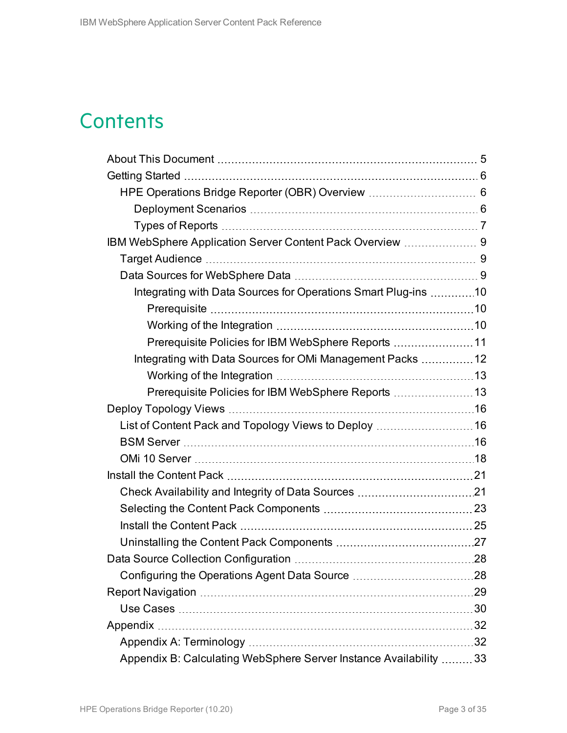# Contents

- About This Document ... 5
- Getting Started ... 6
  - HPE Operations Bridge Reporter (OBR) Overview ... 6
    - Deployment Scenarios ... 6
    - Types of Reports ... 7
- IBM WebSphere Application Server Content Pack Overview ... 9
  - Target Audience ... 9
  - Data Sources for WebSphere Data ... 9
    - Integrating with Data Sources for Operations Smart Plug-ins ... 10
      - Prerequisite ... 10
      - Working of the Integration ... 10
      - Prerequisite Policies for IBM WebSphere Reports ... 11
    - Integrating with Data Sources for OMi Management Packs ... 12
      - Working of the Integration ... 13
      - Prerequisite Policies for IBM WebSphere Reports ... 13
- Deploy Topology Views ... 16
  - List of Content Pack and Topology Views to Deploy ... 16
  - BSM Server ... 16
  - OMi 10 Server ... 18
- Install the Content Pack ... 21
  - Check Availability and Integrity of Data Sources ... 21
  - Selecting the Content Pack Components ... 23
  - Install the Content Pack ... 25
  - Uninstalling the Content Pack Components ... 27
- Data Source Collection Configuration ... 28
  - Configuring the Operations Agent Data Source ... 28
- Report Navigation ... 29
  - Use Cases ... 30
- Appendix ... 32
  - Appendix A: Terminology ... 32
  - Appendix B: Calculating WebSphere Server Instance Availability ... 33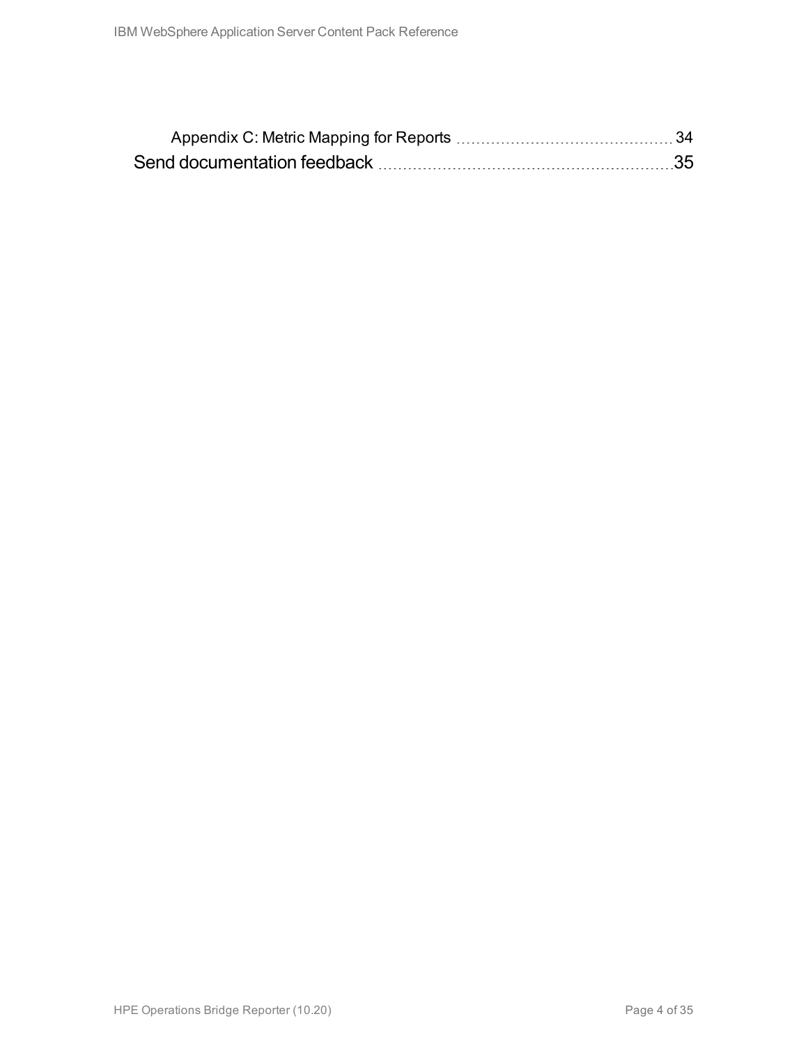Appendix C: Metric Mapping for Reports 34

Send documentation feedback 35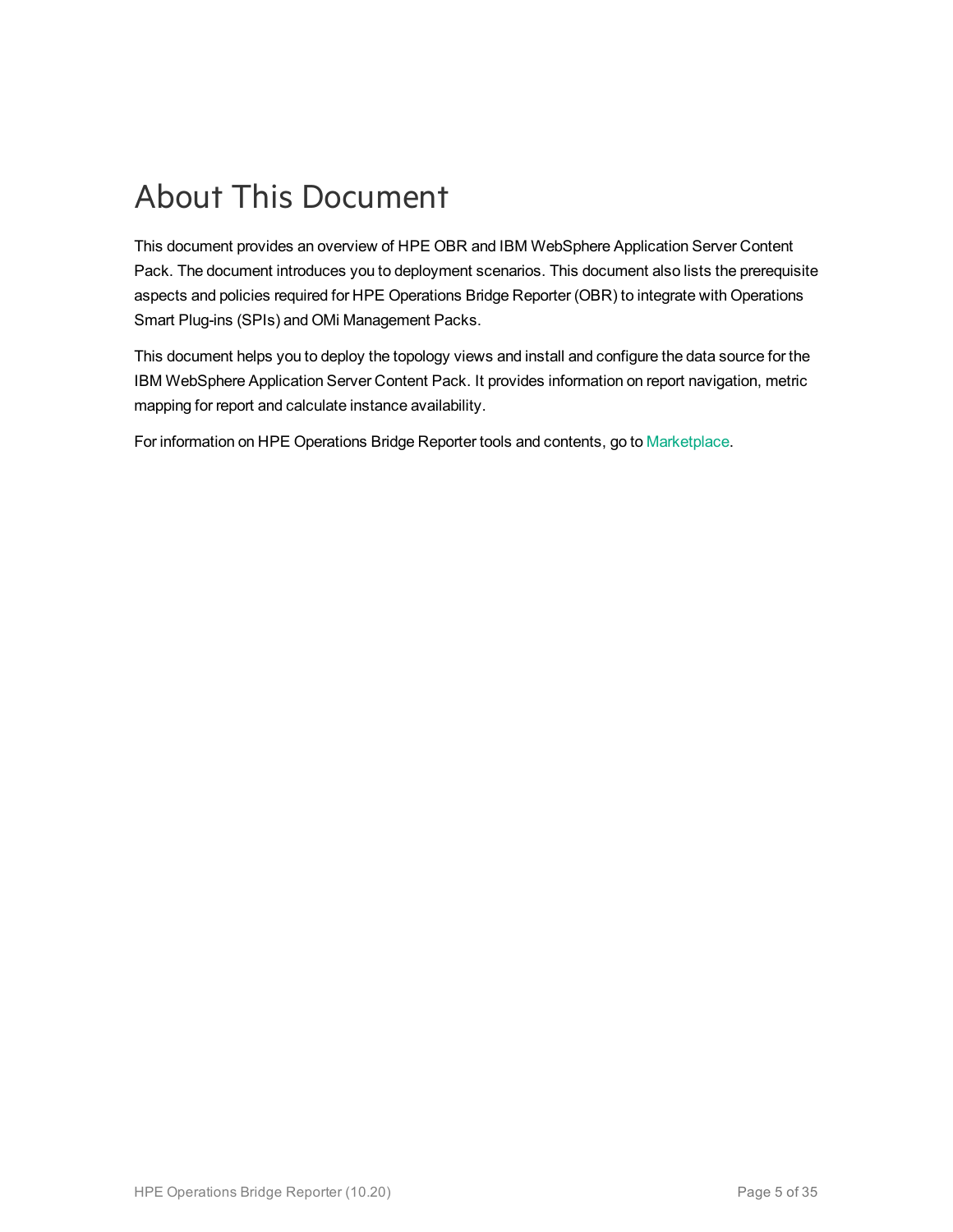# About This Document

This document provides an overview of HPE OBR and IBM WebSphere Application Server Content Pack. The document introduces you to deployment scenarios. This document also lists the prerequisite aspects and policies required for HPE Operations Bridge Reporter (OBR) to integrate with Operations Smart Plug-ins (SPIs) and OMi Management Packs.

This document helps you to deploy the topology views and install and configure the data source for the IBM WebSphere Application Server Content Pack. It provides information on report navigation, metric mapping for report and calculate instance availability.

For information on HPE Operations Bridge Reporter tools and contents, go to Marketplace.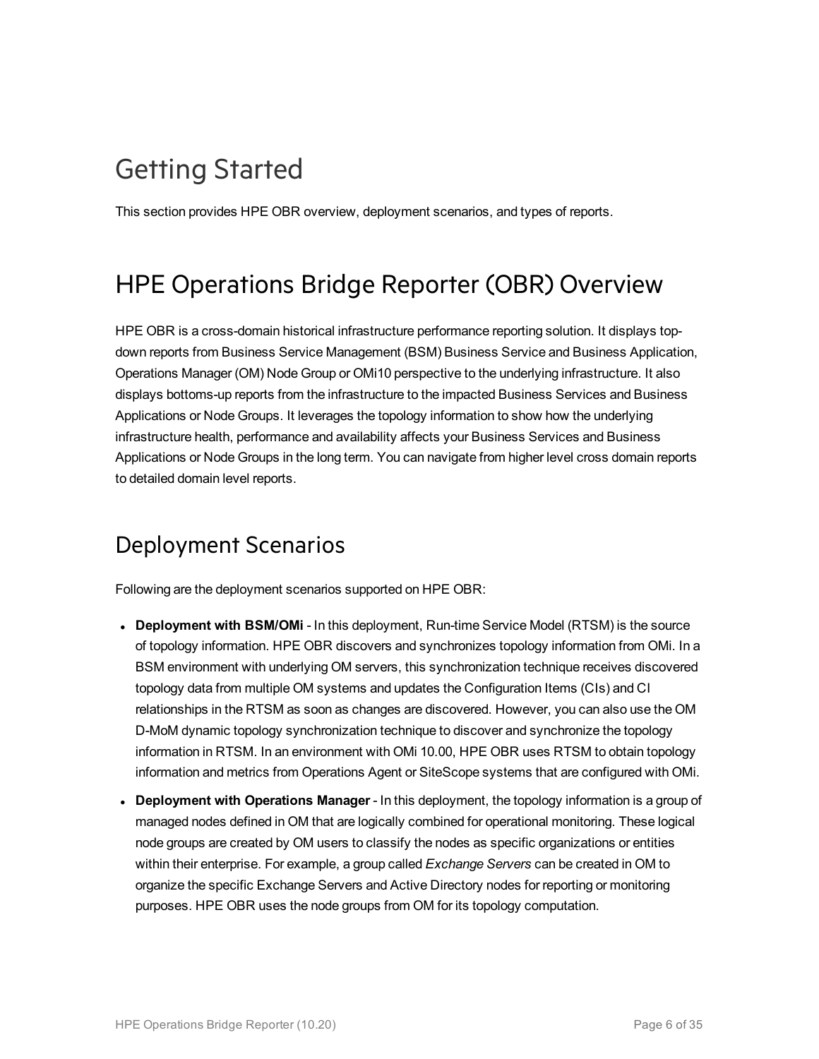# Getting Started

This section provides HPE OBR overview, deployment scenarios, and types of reports.

# HPE Operations Bridge Reporter (OBR) Overview

HPE OBR is a cross-domain historical infrastructure performance reporting solution. It displays top-down reports from Business Service Management (BSM) Business Service and Business Application, Operations Manager (OM) Node Group or OMi10 perspective to the underlying infrastructure. It also displays bottoms-up reports from the infrastructure to the impacted Business Services and Business Applications or Node Groups. It leverages the topology information to show how the underlying infrastructure health, performance and availability affects your Business Services and Business Applications or Node Groups in the long term. You can navigate from higher level cross domain reports to detailed domain level reports.

## Deployment Scenarios

Following are the deployment scenarios supported on HPE OBR:

- **Deployment with BSM/OMi** - In this deployment, Run-time Service Model (RTSM) is the source of topology information. HPE OBR discovers and synchronizes topology information from OMi. In a BSM environment with underlying OM servers, this synchronization technique receives discovered topology data from multiple OM systems and updates the Configuration Items (CIs) and CI relationships in the RTSM as soon as changes are discovered. However, you can also use the OM D-MoM dynamic topology synchronization technique to discover and synchronize the topology information in RTSM. In an environment with OMi 10.00, HPE OBR uses RTSM to obtain topology information and metrics from Operations Agent or SiteScope systems that are configured with OMi.
- **Deployment with Operations Manager** - In this deployment, the topology information is a group of managed nodes defined in OM that are logically combined for operational monitoring. These logical node groups are created by OM users to classify the nodes as specific organizations or entities within their enterprise. For example, a group called *Exchange Servers* can be created in OM to organize the specific Exchange Servers and Active Directory nodes for reporting or monitoring purposes. HPE OBR uses the node groups from OM for its topology computation.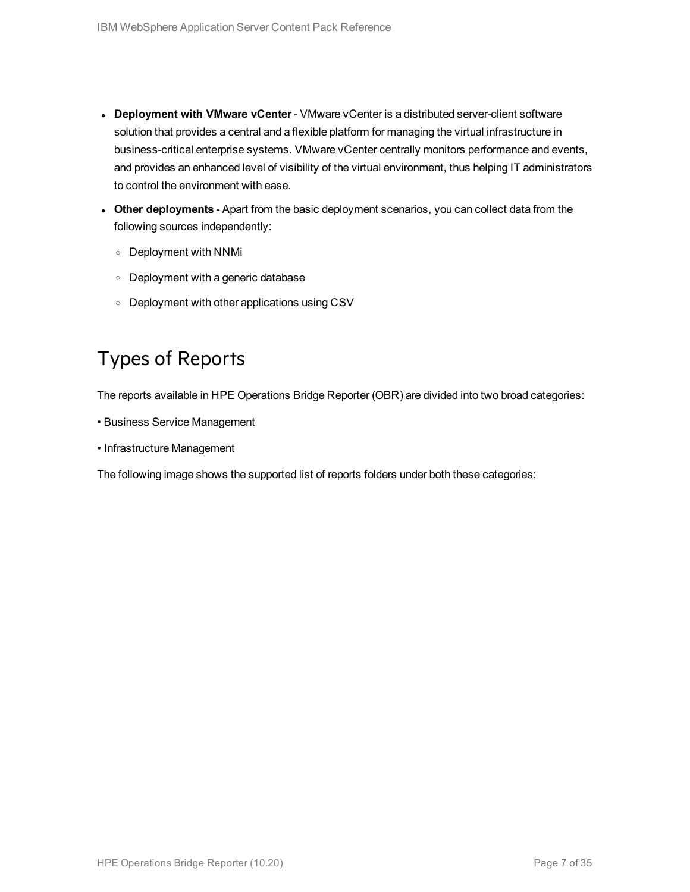- **Deployment with VMware vCenter** - VMware vCenter is a distributed server-client software solution that provides a central and a flexible platform for managing the virtual infrastructure in business-critical enterprise systems. VMware vCenter centrally monitors performance and events, and provides an enhanced level of visibility of the virtual environment, thus helping IT administrators to control the environment with ease.
- **Other deployments** - Apart from the basic deployment scenarios, you can collect data from the following sources independently:
  - Deployment with NNMi
  - Deployment with a generic database
  - Deployment with other applications using CSV

## Types of Reports

The reports available in HPE Operations Bridge Reporter (OBR) are divided into two broad categories:

• Business Service Management

• Infrastructure Management

The following image shows the supported list of reports folders under both these categories: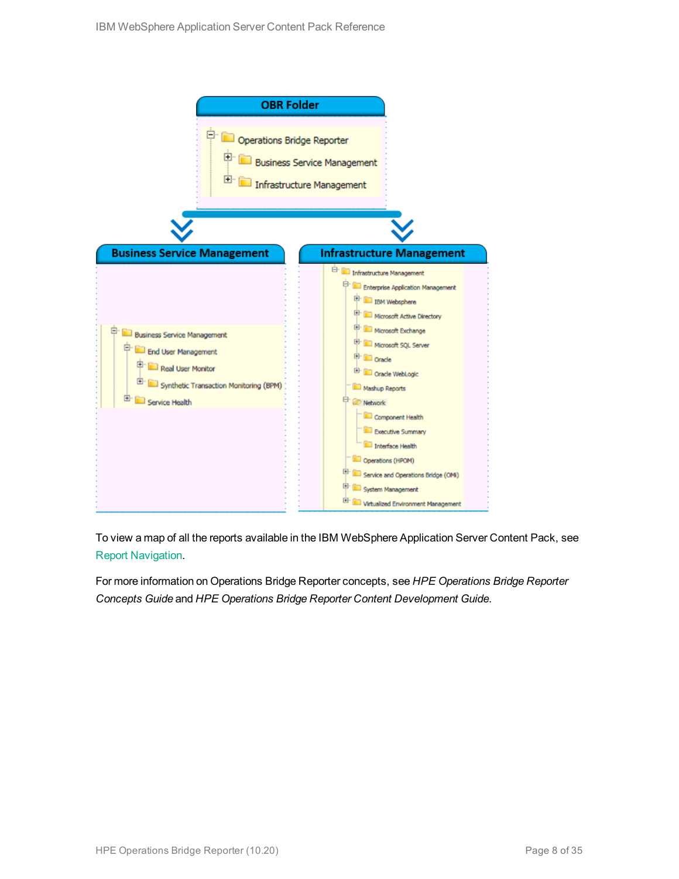**OBR Folder**

- Operations Bridge Reporter
  - Business Service Management
  - Infrastructure Management

**Business Service Management**

- Business Service Management
  - End User Management
    - Real User Monitor
    - Synthetic Transaction Monitoring (BPM)
  - Service Health

**Infrastructure Management**

- Infrastructure Management
  - Enterprise Application Management
    - IBM Websphere
    - Microsoft Active Directory
    - Microsoft Exchange
    - Microsoft SQL Server
    - Oracle
    - Oracle WebLogic
  - Mashup Reports
  - Network
    - Component Health
    - Executive Summary
    - Interface Health
  - Operations (HPOM)
  - Service and Operations Bridge (OMi)
  - System Management
  - Virtualized Environment Management

To view a map of all the reports available in the IBM WebSphere Application Server Content Pack, see Report Navigation.

For more information on Operations Bridge Reporter concepts, see *HPE Operations Bridge Reporter Concepts Guide* and *HPE Operations Bridge Reporter Content Development Guide*.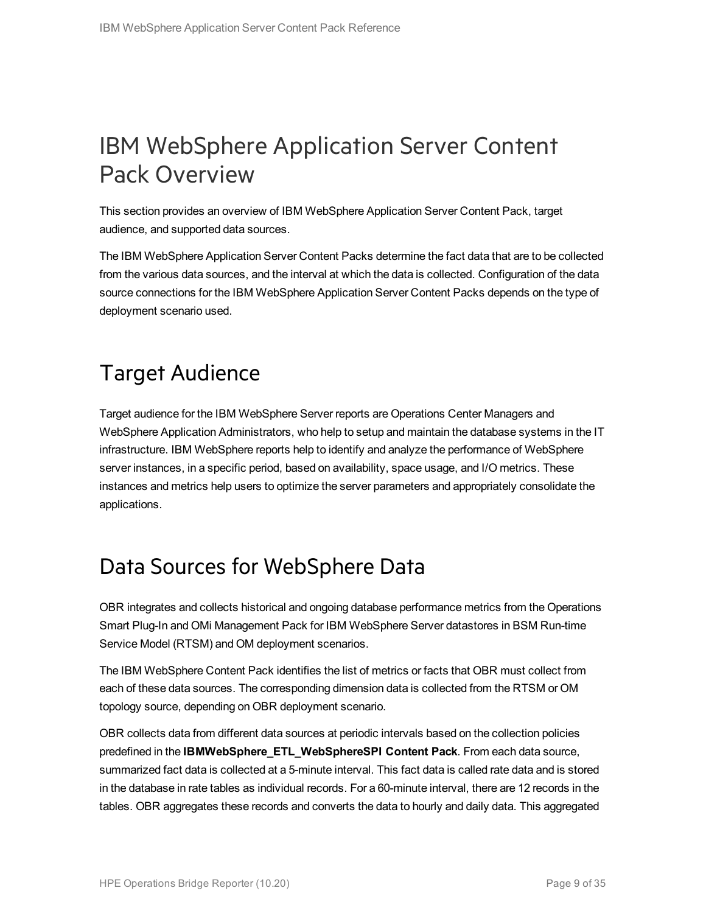# IBM WebSphere Application Server Content Pack Overview

This section provides an overview of IBM WebSphere Application Server Content Pack, target audience, and supported data sources.

The IBM WebSphere Application Server Content Packs determine the fact data that are to be collected from the various data sources, and the interval at which the data is collected. Configuration of the data source connections for the IBM WebSphere Application Server Content Packs depends on the type of deployment scenario used.

## Target Audience

Target audience for the IBM WebSphere Server reports are Operations Center Managers and WebSphere Application Administrators, who help to setup and maintain the database systems in the IT infrastructure. IBM WebSphere reports help to identify and analyze the performance of WebSphere server instances, in a specific period, based on availability, space usage, and I/O metrics. These instances and metrics help users to optimize the server parameters and appropriately consolidate the applications.

## Data Sources for WebSphere Data

OBR integrates and collects historical and ongoing database performance metrics from the Operations Smart Plug-In and OMi Management Pack for IBM WebSphere Server datastores in BSM Run-time Service Model (RTSM) and OM deployment scenarios.

The IBM WebSphere Content Pack identifies the list of metrics or facts that OBR must collect from each of these data sources. The corresponding dimension data is collected from the RTSM or OM topology source, depending on OBR deployment scenario.

OBR collects data from different data sources at periodic intervals based on the collection policies predefined in the **IBMWebSphere_ETL_WebSphereSPI Content Pack**. From each data source, summarized fact data is collected at a 5-minute interval. This fact data is called rate data and is stored in the database in rate tables as individual records. For a 60-minute interval, there are 12 records in the tables. OBR aggregates these records and converts the data to hourly and daily data. This aggregated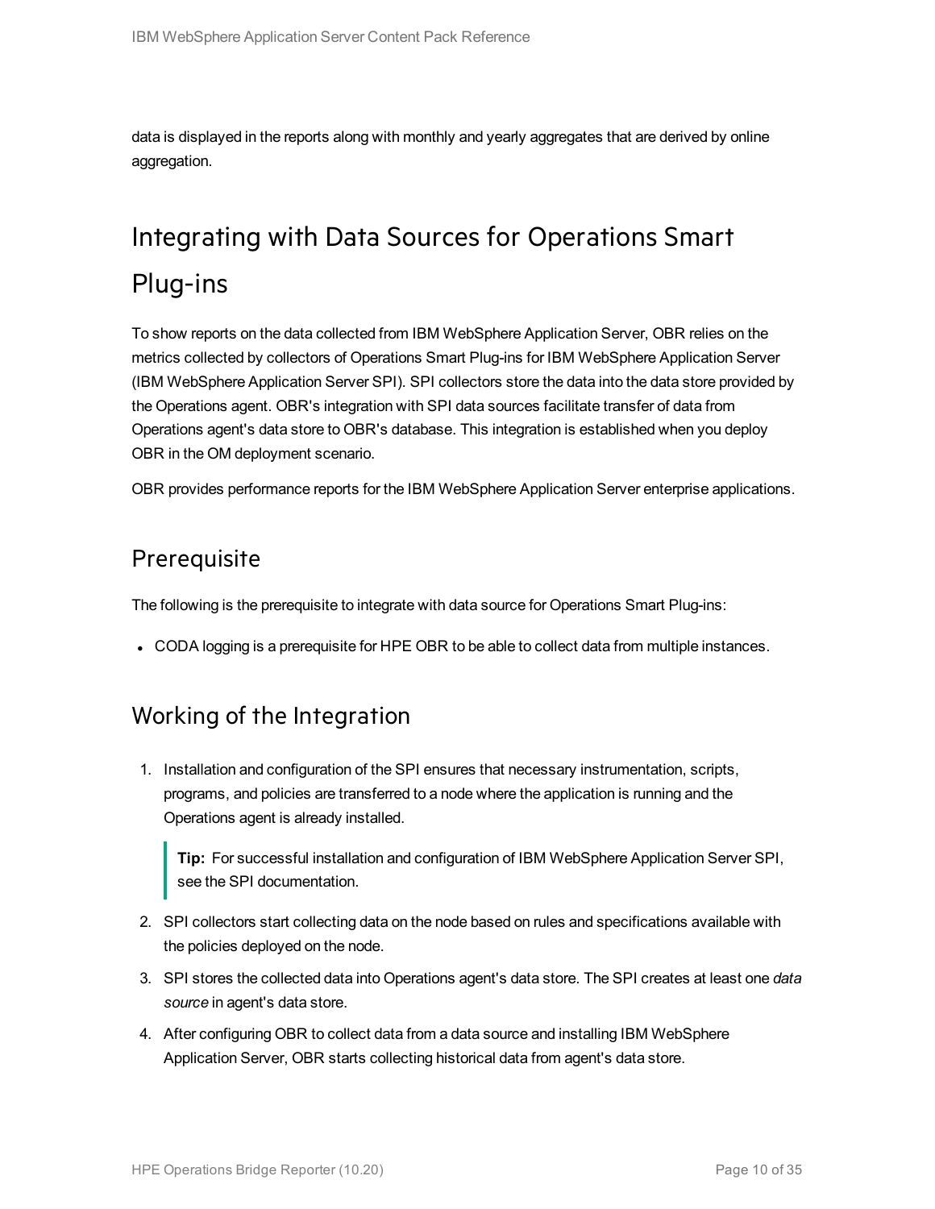data is displayed in the reports along with monthly and yearly aggregates that are derived by online aggregation.

# Integrating with Data Sources for Operations Smart Plug-ins

To show reports on the data collected from IBM WebSphere Application Server, OBR relies on the metrics collected by collectors of Operations Smart Plug-ins for IBM WebSphere Application Server (IBM WebSphere Application Server SPI). SPI collectors store the data into the data store provided by the Operations agent. OBR's integration with SPI data sources facilitate transfer of data from Operations agent's data store to OBR's database. This integration is established when you deploy OBR in the OM deployment scenario.

OBR provides performance reports for the IBM WebSphere Application Server enterprise applications.

## Prerequisite

The following is the prerequisite to integrate with data source for Operations Smart Plug-ins:

- CODA logging is a prerequisite for HPE OBR to be able to collect data from multiple instances.

## Working of the Integration

1. Installation and configuration of the SPI ensures that necessary instrumentation, scripts, programs, and policies are transferred to a node where the application is running and the Operations agent is already installed.

   > **Tip:** For successful installation and configuration of IBM WebSphere Application Server SPI, see the SPI documentation.

2. SPI collectors start collecting data on the node based on rules and specifications available with the policies deployed on the node.
3. SPI stores the collected data into Operations agent's data store. The SPI creates at least one *data source* in agent's data store.
4. After configuring OBR to collect data from a data source and installing IBM WebSphere Application Server, OBR starts collecting historical data from agent's data store.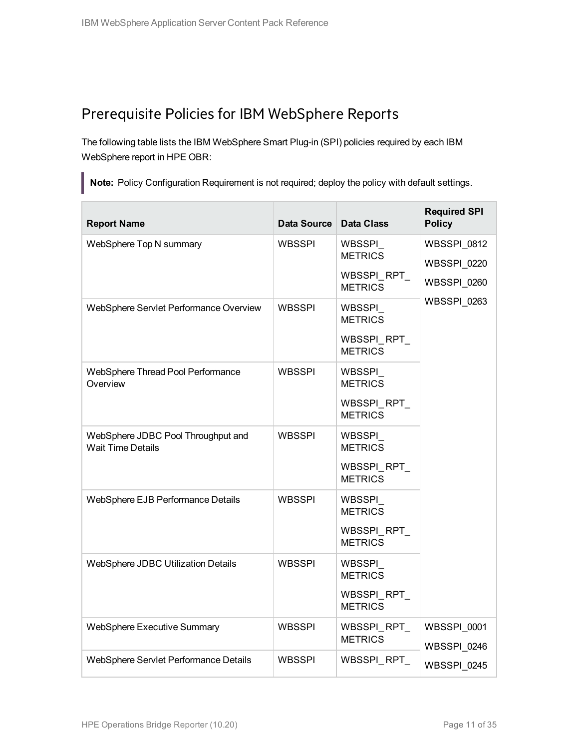## Prerequisite Policies for IBM WebSphere Reports

The following table lists the IBM WebSphere Smart Plug-in (SPI) policies required by each IBM WebSphere report in HPE OBR:

> **Note:** Policy Configuration Requirement is not required; deploy the policy with default settings.

| Report Name | Data Source | Data Class | Required SPI Policy |
|---|---|---|---|
| WebSphere Top N summary | WBSSPI | WBSSPI_METRICS<br>WBSSPI_RPT_METRICS | WBSSPI_0812<br>WBSSPI_0220<br>WBSSPI_0260<br>WBSSPI_0263 |
| WebSphere Servlet Performance Overview | WBSSPI | WBSSPI_METRICS<br>WBSSPI_RPT_METRICS | |
| WebSphere Thread Pool Performance Overview | WBSSPI | WBSSPI_METRICS<br>WBSSPI_RPT_METRICS | |
| WebSphere JDBC Pool Throughput and Wait Time Details | WBSSPI | WBSSPI_METRICS<br>WBSSPI_RPT_METRICS | |
| WebSphere EJB Performance Details | WBSSPI | WBSSPI_METRICS<br>WBSSPI_RPT_METRICS | |
| WebSphere JDBC Utilization Details | WBSSPI | WBSSPI_METRICS<br>WBSSPI_RPT_METRICS | |
| WebSphere Executive Summary | WBSSPI | WBSSPI_RPT_METRICS | WBSSPI_0001<br>WBSSPI_0246<br>WBSSPI_0245 |
| WebSphere Servlet Performance Details | WBSSPI | WBSSPI_RPT_ | |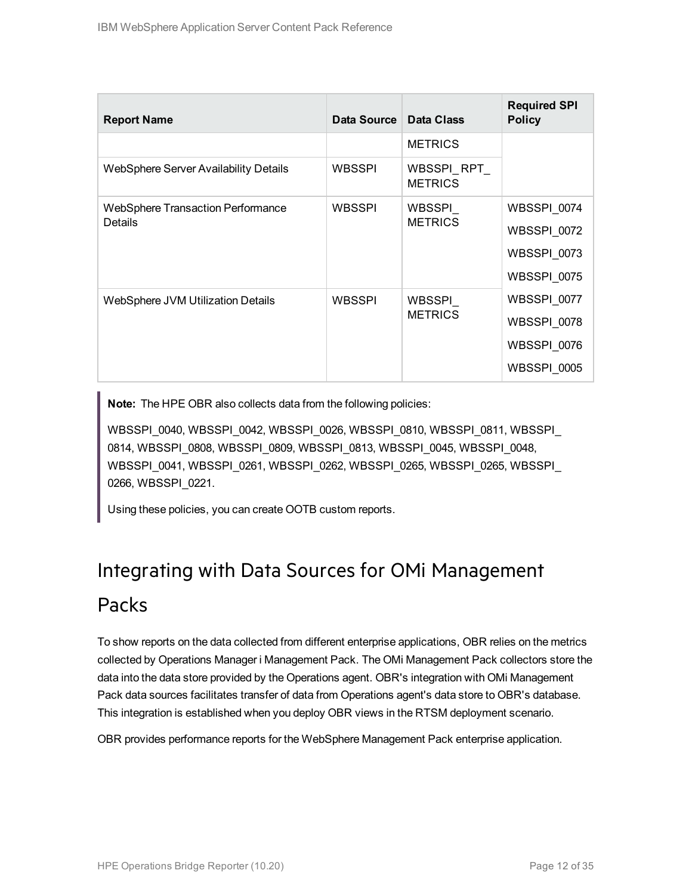| Report Name | Data Source | Data Class | Required SPI Policy |
|---|---|---|---|
| | | METRICS | |
| WebSphere Server Availability Details | WBSSPI | WBSSPI_RPT_METRICS | |
| WebSphere Transaction Performance Details | WBSSPI | WBSSPI_METRICS | WBSSPI_0074<br>WBSSPI_0072<br>WBSSPI_0073<br>WBSSPI_0075 |
| WebSphere JVM Utilization Details | WBSSPI | WBSSPI_METRICS | WBSSPI_0077<br>WBSSPI_0078<br>WBSSPI_0076<br>WBSSPI_0005 |

> **Note:** The HPE OBR also collects data from the following policies:
>
> WBSSPI_0040, WBSSPI_0042, WBSSPI_0026, WBSSPI_0810, WBSSPI_0811, WBSSPI_0814, WBSSPI_0808, WBSSPI_0809, WBSSPI_0813, WBSSPI_0045, WBSSPI_0048, WBSSPI_0041, WBSSPI_0261, WBSSPI_0262, WBSSPI_0265, WBSSPI_0265, WBSSPI_0266, WBSSPI_0221.
>
> Using these policies, you can create OOTB custom reports.

## Integrating with Data Sources for OMi Management Packs

To show reports on the data collected from different enterprise applications, OBR relies on the metrics collected by Operations Manager i Management Pack. The OMi Management Pack collectors store the data into the data store provided by the Operations agent. OBR's integration with OMi Management Pack data sources facilitates transfer of data from Operations agent's data store to OBR's database. This integration is established when you deploy OBR views in the RTSM deployment scenario.

OBR provides performance reports for the WebSphere Management Pack enterprise application.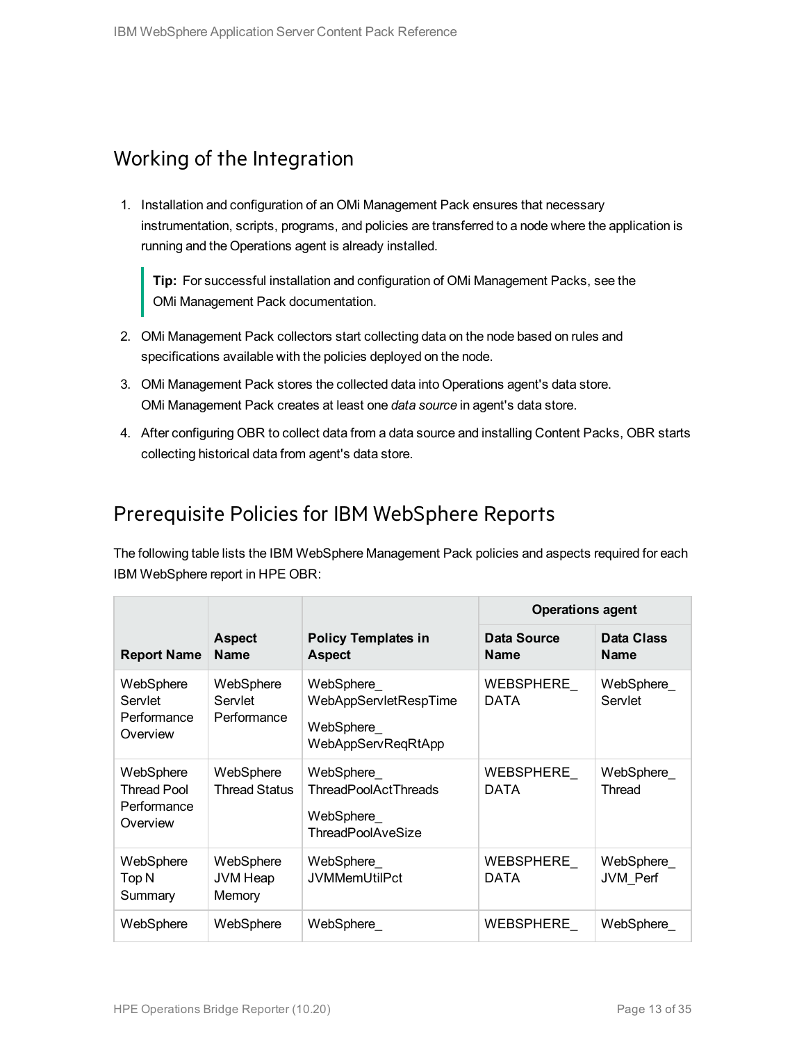## Working of the Integration

1. Installation and configuration of an OMi Management Pack ensures that necessary instrumentation, scripts, programs, and policies are transferred to a node where the application is running and the Operations agent is already installed.

   > **Tip:** For successful installation and configuration of OMi Management Packs, see the OMi Management Pack documentation.

2. OMi Management Pack collectors start collecting data on the node based on rules and specifications available with the policies deployed on the node.
3. OMi Management Pack stores the collected data into Operations agent's data store. OMi Management Pack creates at least one *data source* in agent's data store.
4. After configuring OBR to collect data from a data source and installing Content Packs, OBR starts collecting historical data from agent's data store.

## Prerequisite Policies for IBM WebSphere Reports

The following table lists the IBM WebSphere Management Pack policies and aspects required for each IBM WebSphere report in HPE OBR:

| Report Name | Aspect Name | Policy Templates in Aspect | Operations agent | |
|---|---|---|---|---|
| | | | **Data Source Name** | **Data Class Name** |
| WebSphere Servlet Performance Overview | WebSphere Servlet Performance | WebSphere_ WebAppServletRespTime<br>WebSphere_ WebAppServReqRtApp | WEBSPHERE_ DATA | WebSphere_ Servlet |
| WebSphere Thread Pool Performance Overview | WebSphere Thread Status | WebSphere_ ThreadPoolActThreads<br>WebSphere_ ThreadPoolAveSize | WEBSPHERE_ DATA | WebSphere_ Thread |
| WebSphere Top N Summary | WebSphere JVM Heap Memory | WebSphere_ JVMMemUtilPct | WEBSPHERE_ DATA | WebSphere_ JVM_Perf |
| WebSphere | WebSphere | WebSphere_ | WEBSPHERE_ | WebSphere_ |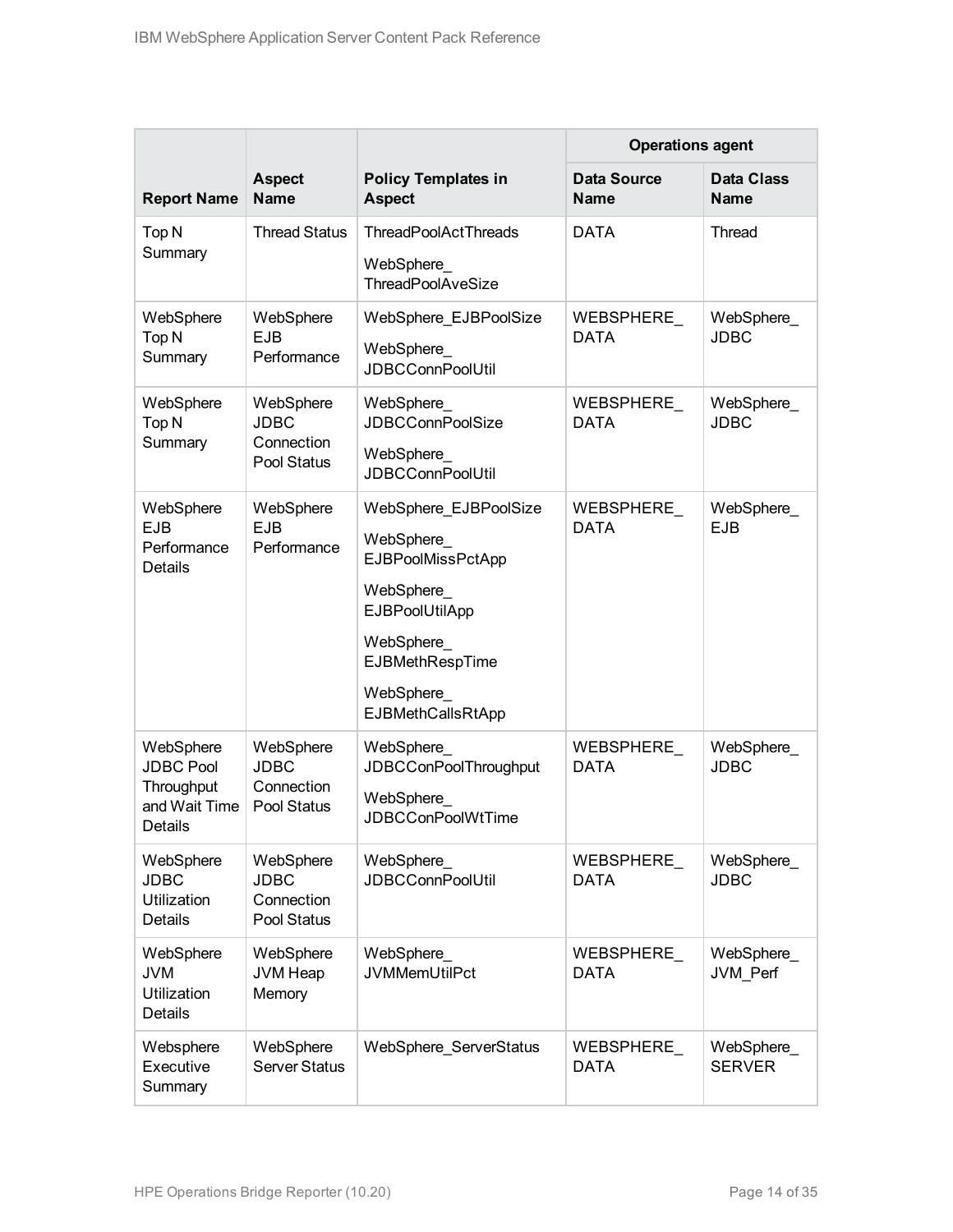| Report Name | Aspect Name | Policy Templates in Aspect | Operations agent | |
|---|---|---|---|---|
| | | | Data Source Name | Data Class Name |
| Top N Summary | Thread Status | ThreadPoolActThreads<br>WebSphere_ThreadPoolAveSize | DATA | Thread |
| WebSphere Top N Summary | WebSphere EJB Performance | WebSphere_EJBPoolSize<br>WebSphere_JDBCConnPoolUtil | WEBSPHERE_DATA | WebSphere_JDBC |
| WebSphere Top N Summary | WebSphere JDBC Connection Pool Status | WebSphere_JDBCConnPoolSize<br>WebSphere_JDBCConnPoolUtil | WEBSPHERE_DATA | WebSphere_JDBC |
| WebSphere EJB Performance Details | WebSphere EJB Performance | WebSphere_EJBPoolSize<br>WebSphere_EJBPoolMissPctApp<br>WebSphere_EJBPoolUtilApp<br>WebSphere_EJBMethRespTime<br>WebSphere_EJBMethCallsRtApp | WEBSPHERE_DATA | WebSphere_EJB |
| WebSphere JDBC Pool Throughput and Wait Time Details | WebSphere JDBC Connection Pool Status | WebSphere_JDBCConPoolThroughput<br>WebSphere_JDBCConPoolWtTime | WEBSPHERE_DATA | WebSphere_JDBC |
| WebSphere JDBC Utilization Details | WebSphere JDBC Connection Pool Status | WebSphere_JDBCConnPoolUtil | WEBSPHERE_DATA | WebSphere_JDBC |
| WebSphere JVM Utilization Details | WebSphere JVM Heap Memory | WebSphere_JVMMemUtilPct | WEBSPHERE_DATA | WebSphere_JVM_Perf |
| Websphere Executive Summary | WebSphere Server Status | WebSphere_ServerStatus | WEBSPHERE_DATA | WebSphere_SERVER |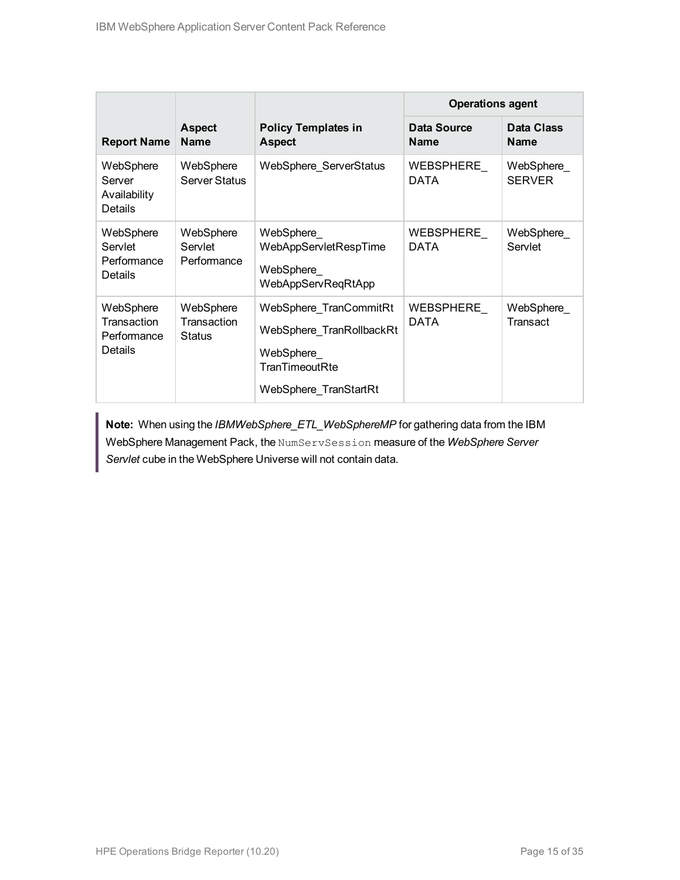| Report Name | Aspect Name | Policy Templates in Aspect | Operations agent | |
|---|---|---|---|---|
| | | | Data Source Name | Data Class Name |
| WebSphere Server Availability Details | WebSphere Server Status | WebSphere_ServerStatus | WEBSPHERE_DATA | WebSphere_SERVER |
| WebSphere Servlet Performance Details | WebSphere Servlet Performance | WebSphere_WebAppServletRespTime<br><br>WebSphere_WebAppServReqRtApp | WEBSPHERE_DATA | WebSphere_Servlet |
| WebSphere Transaction Performance Details | WebSphere Transaction Status | WebSphere_TranCommitRt<br><br>WebSphere_TranRollbackRt<br><br>WebSphere_TranTimeoutRte<br><br>WebSphere_TranStartRt | WEBSPHERE_DATA | WebSphere_Transact |

> **Note:** When using the *IBMWebSphere_ETL_WebSphereMP* for gathering data from the IBM WebSphere Management Pack, the `NumServSession` measure of the *WebSphere Server Servlet* cube in the WebSphere Universe will not contain data.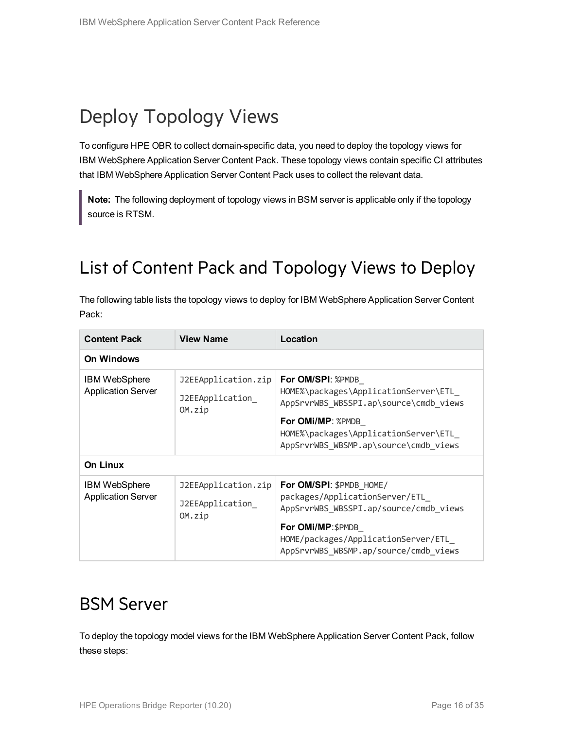# Deploy Topology Views

To configure HPE OBR to collect domain-specific data, you need to deploy the topology views for IBM WebSphere Application Server Content Pack. These topology views contain specific CI attributes that IBM WebSphere Application Server Content Pack uses to collect the relevant data.

> **Note:** The following deployment of topology views in BSM server is applicable only if the topology source is RTSM.

## List of Content Pack and Topology Views to Deploy

The following table lists the topology views to deploy for IBM WebSphere Application Server Content Pack:

| Content Pack | View Name | Location |
|---|---|---|
| **On Windows** | | |
| IBM WebSphere Application Server | `J2EEApplication.zip`<br>`J2EEApplication_OM.zip` | **For OM/SPI**: `%PMDB_HOME%\packages\ApplicationServer\ETL_AppSrvrWBS_WBSSPI.ap\source\cmdb_views`<br>**For OMi/MP**: `%PMDB_HOME%\packages\ApplicationServer\ETL_AppSrvrWBS_WBSMP.ap\source\cmdb_views` |
| **On Linux** | | |
| IBM WebSphere Application Server | `J2EEApplication.zip`<br>`J2EEApplication_OM.zip` | **For OM/SPI**: `$PMDB_HOME/packages/ApplicationServer/ETL_AppSrvrWBS_WBSSPI.ap/source/cmdb_views`<br>**For OMi/MP**:`$PMDB_HOME/packages/ApplicationServer/ETL_AppSrvrWBS_WBSMP.ap/source/cmdb_views` |

## BSM Server

To deploy the topology model views for the IBM WebSphere Application Server Content Pack, follow these steps: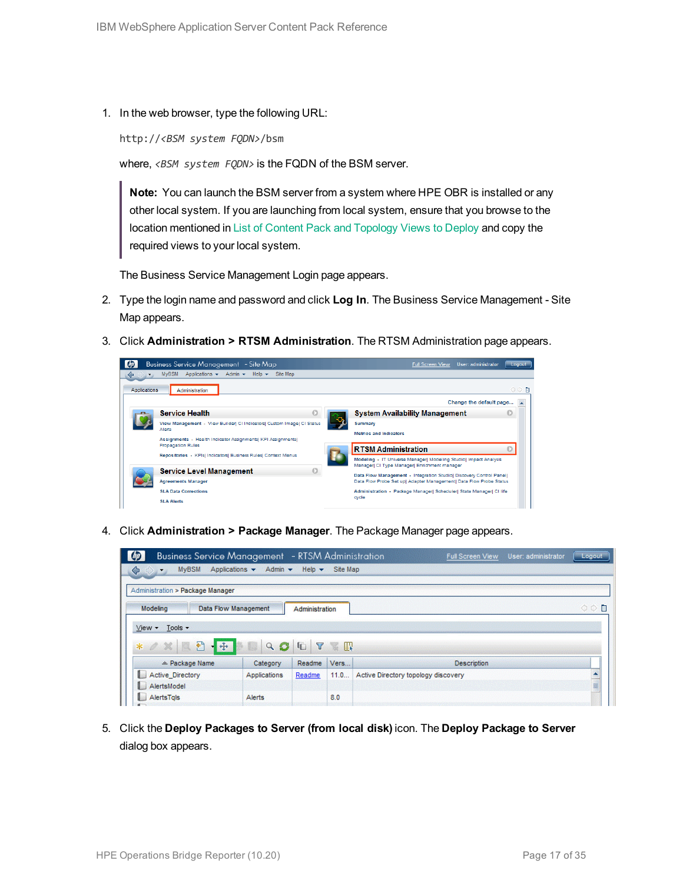1. In the web browser, type the following URL:

   `http://<BSM system FQDN>/bsm`

   where, *<BSM system FQDN>* is the FQDN of the BSM server.

   > **Note:** You can launch the BSM server from a system where HPE OBR is installed or any other local system. If you are launching from local system, ensure that you browse to the location mentioned in List of Content Pack and Topology Views to Deploy and copy the required views to your local system.

   The Business Service Management Login page appears.

2. Type the login name and password and click **Log In**. The Business Service Management - Site Map appears.

3. Click **Administration > RTSM Administration**. The RTSM Administration page appears.

4. Click **Administration > Package Manager**. The Package Manager page appears.

5. Click the **Deploy Packages to Server (from local disk)** icon. The **Deploy Package to Server** dialog box appears.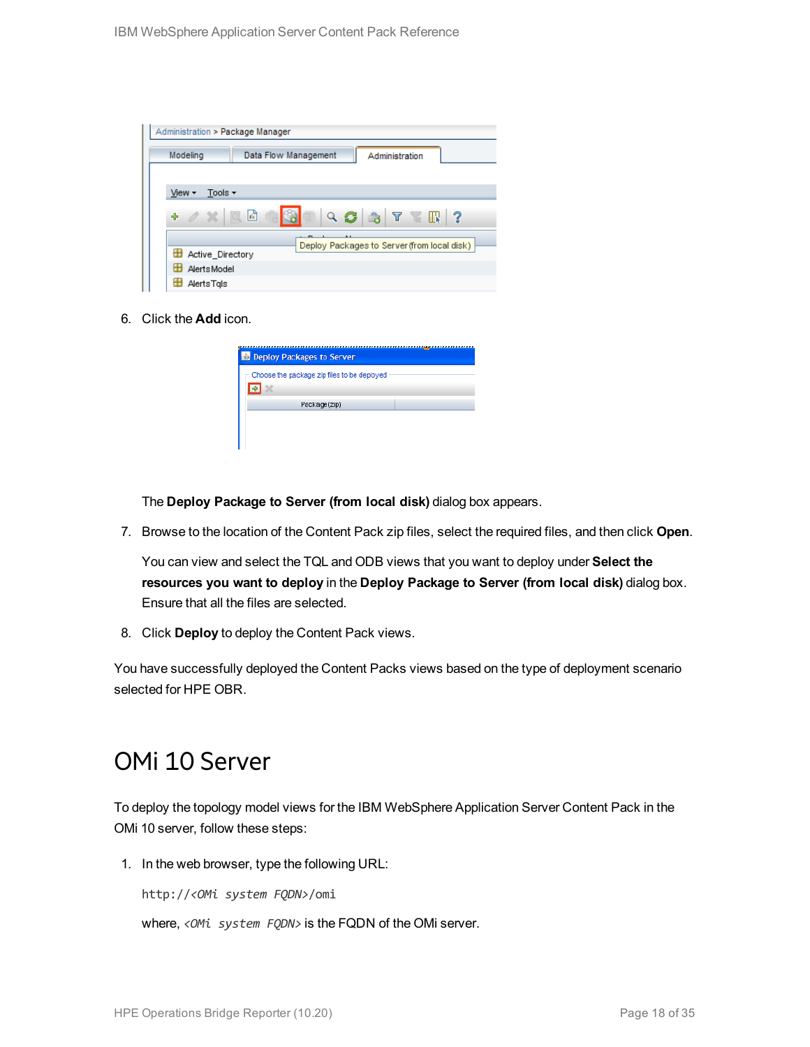6. Click the **Add** icon.

   The **Deploy Package to Server (from local disk)** dialog box appears.

7. Browse to the location of the Content Pack zip files, select the required files, and then click **Open**.

   You can view and select the TQL and ODB views that you want to deploy under **Select the resources you want to deploy** in the **Deploy Package to Server (from local disk)** dialog box. Ensure that all the files are selected.

8. Click **Deploy** to deploy the Content Pack views.

You have successfully deployed the Content Packs views based on the type of deployment scenario selected for HPE OBR.

# OMi 10 Server

To deploy the topology model views for the IBM WebSphere Application Server Content Pack in the OMi 10 server, follow these steps:

1. In the web browser, type the following URL:

   `http://<OMi system FQDN>/omi`

   where, *<OMi system FQDN>* is the FQDN of the OMi server.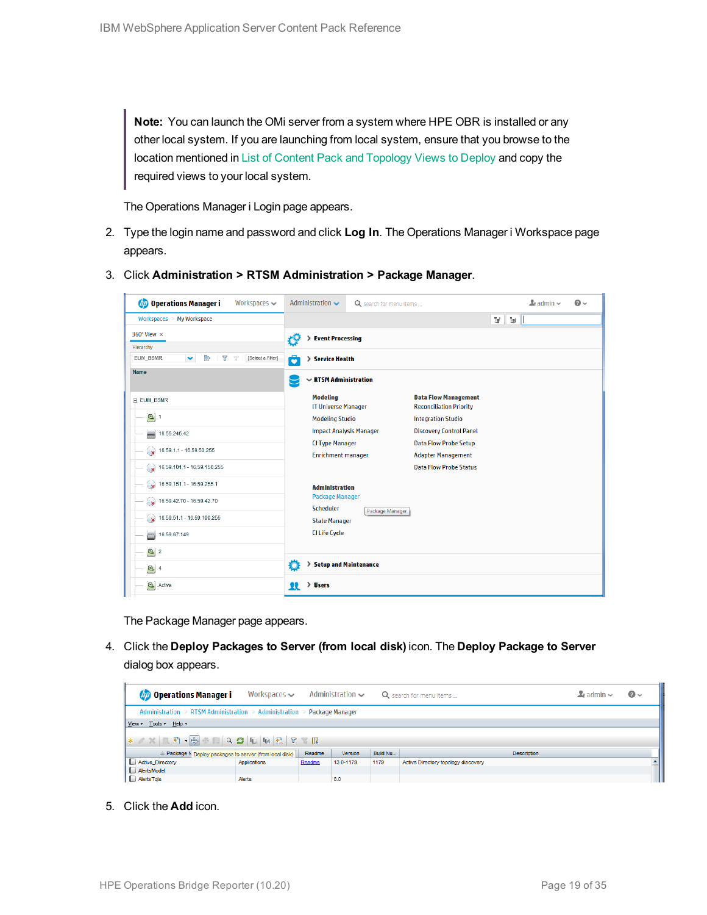> **Note:** You can launch the OMi server from a system where HPE OBR is installed or any other local system. If you are launching from local system, ensure that you browse to the location mentioned in List of Content Pack and Topology Views to Deploy and copy the required views to your local system.

The Operations Manager i Login page appears.

2. Type the login name and password and click **Log In**. The Operations Manager i Workspace page appears.

3. Click **Administration > RTSM Administration > Package Manager**.

   The Package Manager page appears.

4. Click the **Deploy Packages to Server (from local disk)** icon. The **Deploy Package to Server** dialog box appears.

5. Click the **Add** icon.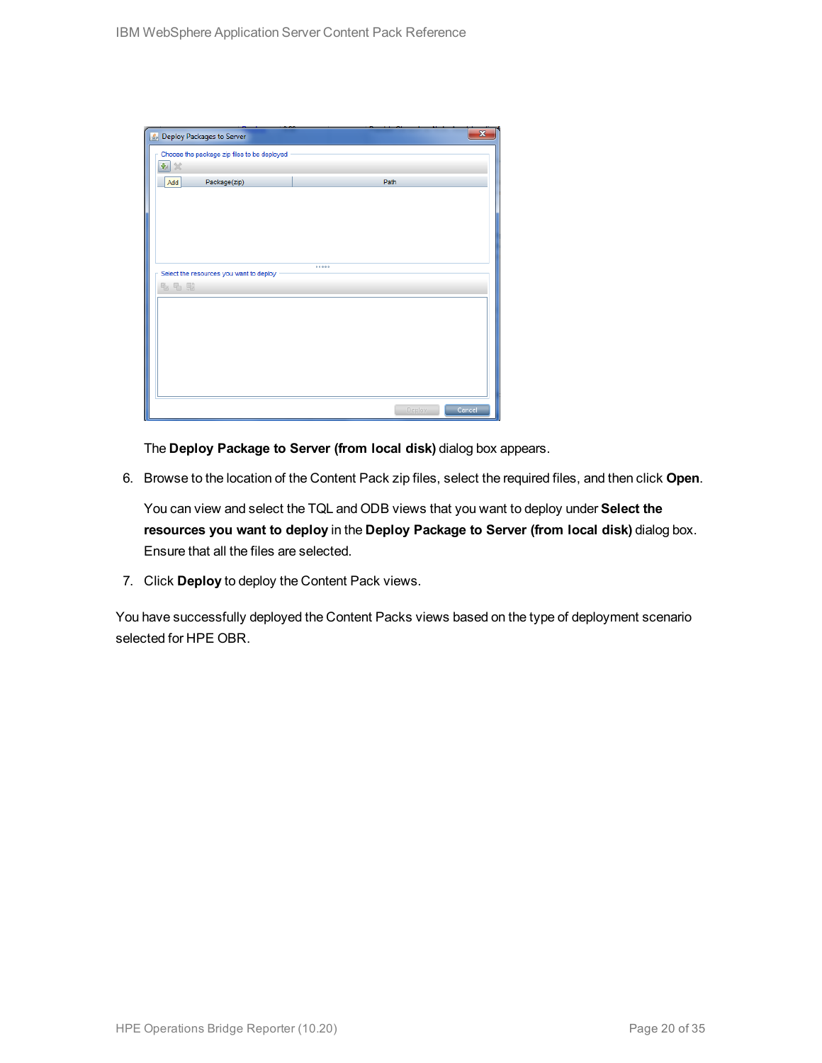The **Deploy Package to Server (from local disk)** dialog box appears.

6. Browse to the location of the Content Pack zip files, select the required files, and then click **Open**.

   You can view and select the TQL and ODB views that you want to deploy under **Select the resources you want to deploy** in the **Deploy Package to Server (from local disk)** dialog box. Ensure that all the files are selected.

7. Click **Deploy** to deploy the Content Pack views.

You have successfully deployed the Content Packs views based on the type of deployment scenario selected for HPE OBR.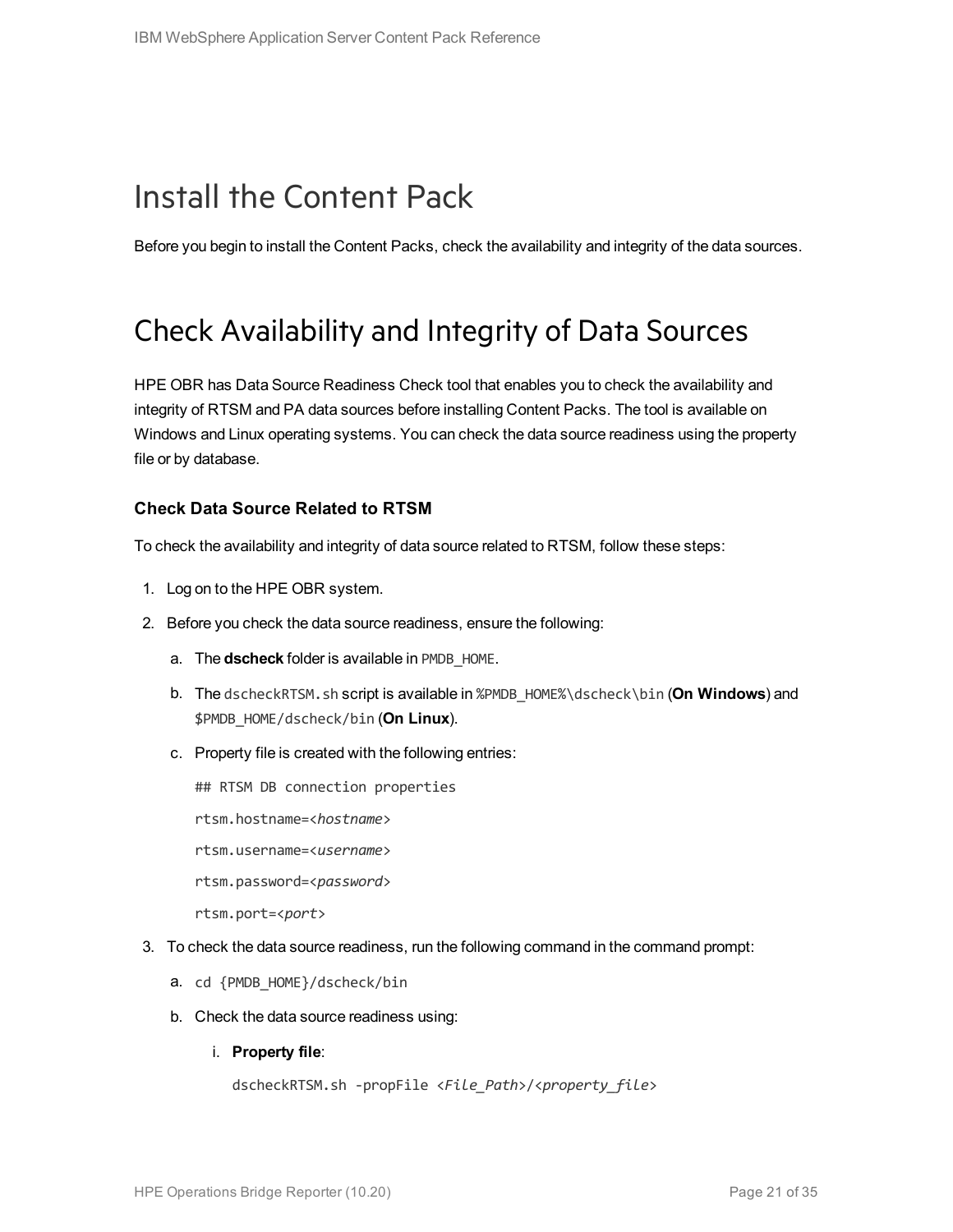# Install the Content Pack

Before you begin to install the Content Packs, check the availability and integrity of the data sources.

# Check Availability and Integrity of Data Sources

HPE OBR has Data Source Readiness Check tool that enables you to check the availability and integrity of RTSM and PA data sources before installing Content Packs. The tool is available on Windows and Linux operating systems. You can check the data source readiness using the property file or by database.

### Check Data Source Related to RTSM

To check the availability and integrity of data source related to RTSM, follow these steps:

1. Log on to the HPE OBR system.
2. Before you check the data source readiness, ensure the following:
   a. The **dscheck** folder is available in `PMDB_HOME`.
   b. The `dscheckRTSM.sh` script is available in `%PMDB_HOME%\dscheck\bin` (**On Windows**) and `$PMDB_HOME/dscheck/bin` (**On Linux**).
   c. Property file is created with the following entries:

      ```
      ## RTSM DB connection properties
      rtsm.hostname=<hostname>
      rtsm.username=<username>
      rtsm.password=<password>
      rtsm.port=<port>
      ```
3. To check the data source readiness, run the following command in the command prompt:
   a. `cd {PMDB_HOME}/dscheck/bin`
   b. Check the data source readiness using:
      i. **Property file**:

         `dscheckRTSM.sh -propFile <File_Path>/<property_file>`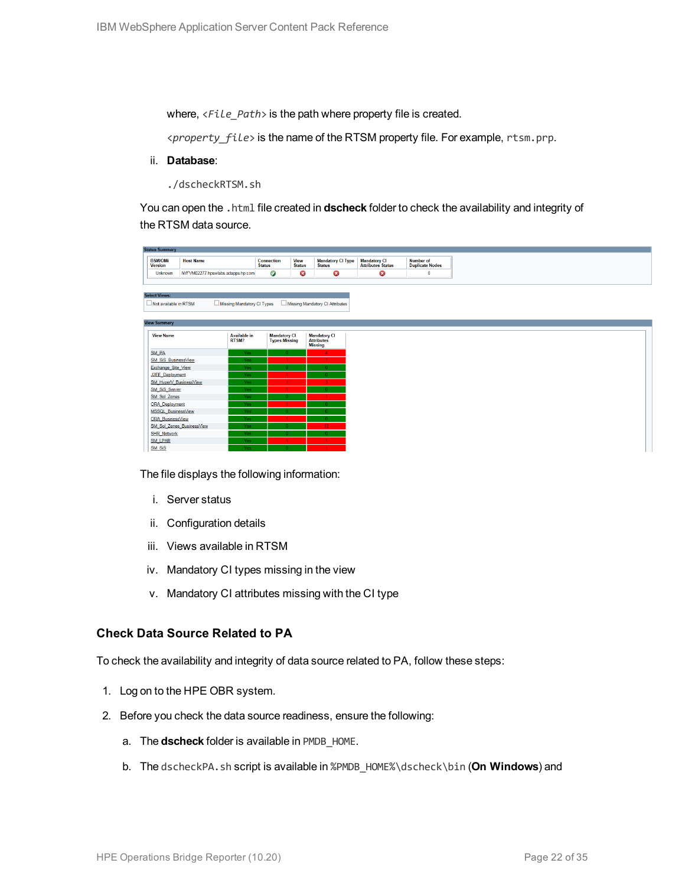where, `<File_Path>` is the path where property file is created.

`<property_file>` is the name of the RTSM property file. For example, `rtsm.prp`.

ii. **Database**:

```
./dscheckRTSM.sh
```

You can open the `.html` file created in **dscheck** folder to check the availability and integrity of the RTSM data source.

The file displays the following information:

i. Server status

ii. Configuration details

iii. Views available in RTSM

iv. Mandatory CI types missing in the view

v. Mandatory CI attributes missing with the CI type

### Check Data Source Related to PA

To check the availability and integrity of data source related to PA, follow these steps:

1. Log on to the HPE OBR system.

2. Before you check the data source readiness, ensure the following:

   a. The **dscheck** folder is available in `PMDB_HOME`.

   b. The `dscheckPA.sh` script is available in `%PMDB_HOME%\dscheck\bin` (**On Windows**) and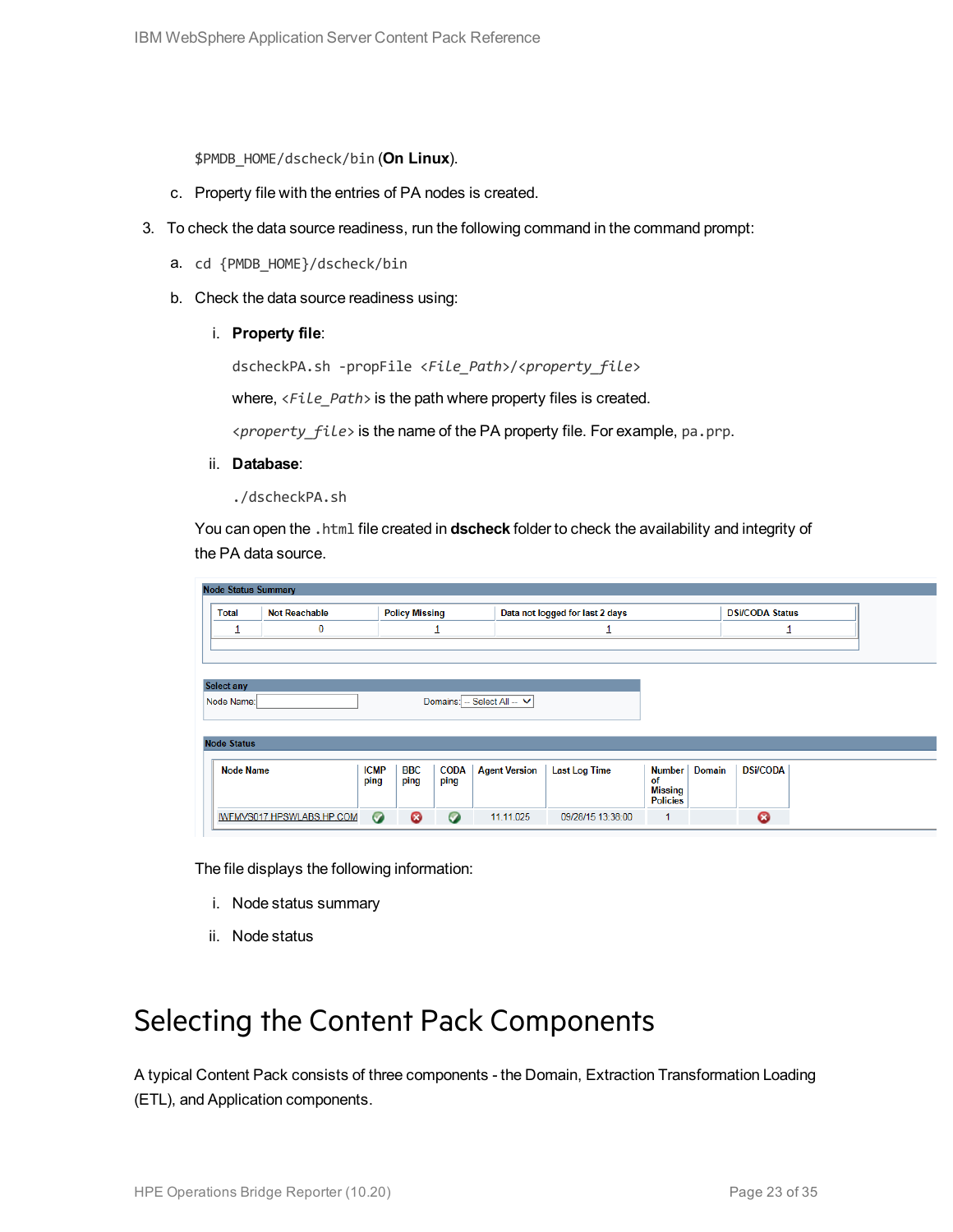`$PMDB_HOME/dscheck/bin` (**On Linux**).

c. Property file with the entries of PA nodes is created.

3. To check the data source readiness, run the following command in the command prompt:

   a. `cd {PMDB_HOME}/dscheck/bin`

   b. Check the data source readiness using:

      i. **Property file**:

         `dscheckPA.sh -propFile <File_Path>/<property_file>`

         where, `<File_Path>` is the path where property files is created.

         `<property_file>` is the name of the PA property file. For example, `pa.prp`.

      ii. **Database**:

         `./dscheckPA.sh`

   You can open the `.html` file created in **dscheck** folder to check the availability and integrity of the PA data source.

**Node Status Summary**

| Total | Not Reachable | Policy Missing | Data not logged for last 2 days | DSi/CODA Status |
|---|---|---|---|---|
| 1 | 0 | 1 | 1 | 1 |

**Select any**

Node Name: Domains: -- Select All --

**Node Status**

| Node Name | ICMP ping | BBC ping | CODA ping | Agent Version | Last Log Time | Number of Missing Policies | Domain | DSi/CODA |
|---|---|---|---|---|---|---|---|---|
| IWFMVS017.HPSWLABS.HP.COM | ✓ | ✗ | ✓ | 11.11.025 | 09/26/15 13:38:00 | 1 | | ✗ |

   The file displays the following information:

   i. Node status summary

   ii. Node status

# Selecting the Content Pack Components

A typical Content Pack consists of three components - the Domain, Extraction Transformation Loading (ETL), and Application components.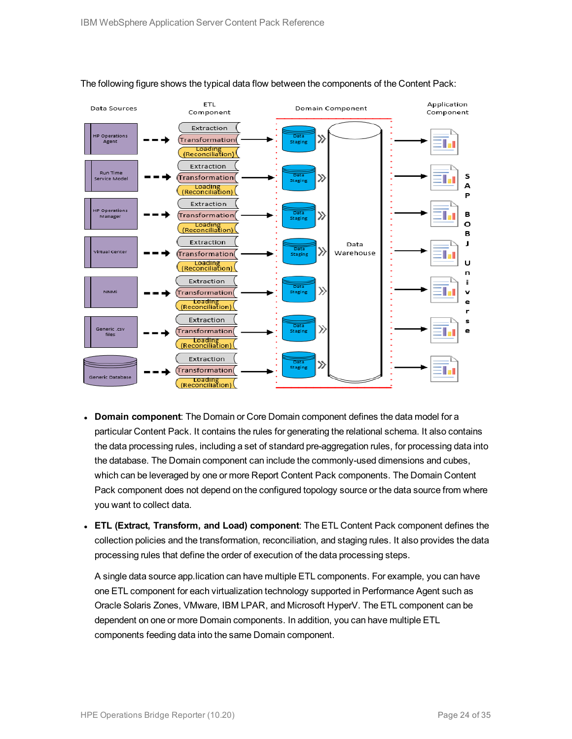The following figure shows the typical data flow between the components of the Content Pack:

- **Domain component**: The Domain or Core Domain component defines the data model for a particular Content Pack. It contains the rules for generating the relational schema. It also contains the data processing rules, including a set of standard pre-aggregation rules, for processing data into the database. The Domain component can include the commonly-used dimensions and cubes, which can be leveraged by one or more Report Content Pack components. The Domain Content Pack component does not depend on the configured topology source or the data source from where you want to collect data.

- **ETL (Extract, Transform, and Load) component**: The ETL Content Pack component defines the collection policies and the transformation, reconciliation, and staging rules. It also provides the data processing rules that define the order of execution of the data processing steps.

  A single data source app.lication can have multiple ETL components. For example, you can have one ETL component for each virtualization technology supported in Performance Agent such as Oracle Solaris Zones, VMware, IBM LPAR, and Microsoft HyperV. The ETL component can be dependent on one or more Domain components. In addition, you can have multiple ETL components feeding data into the same Domain component.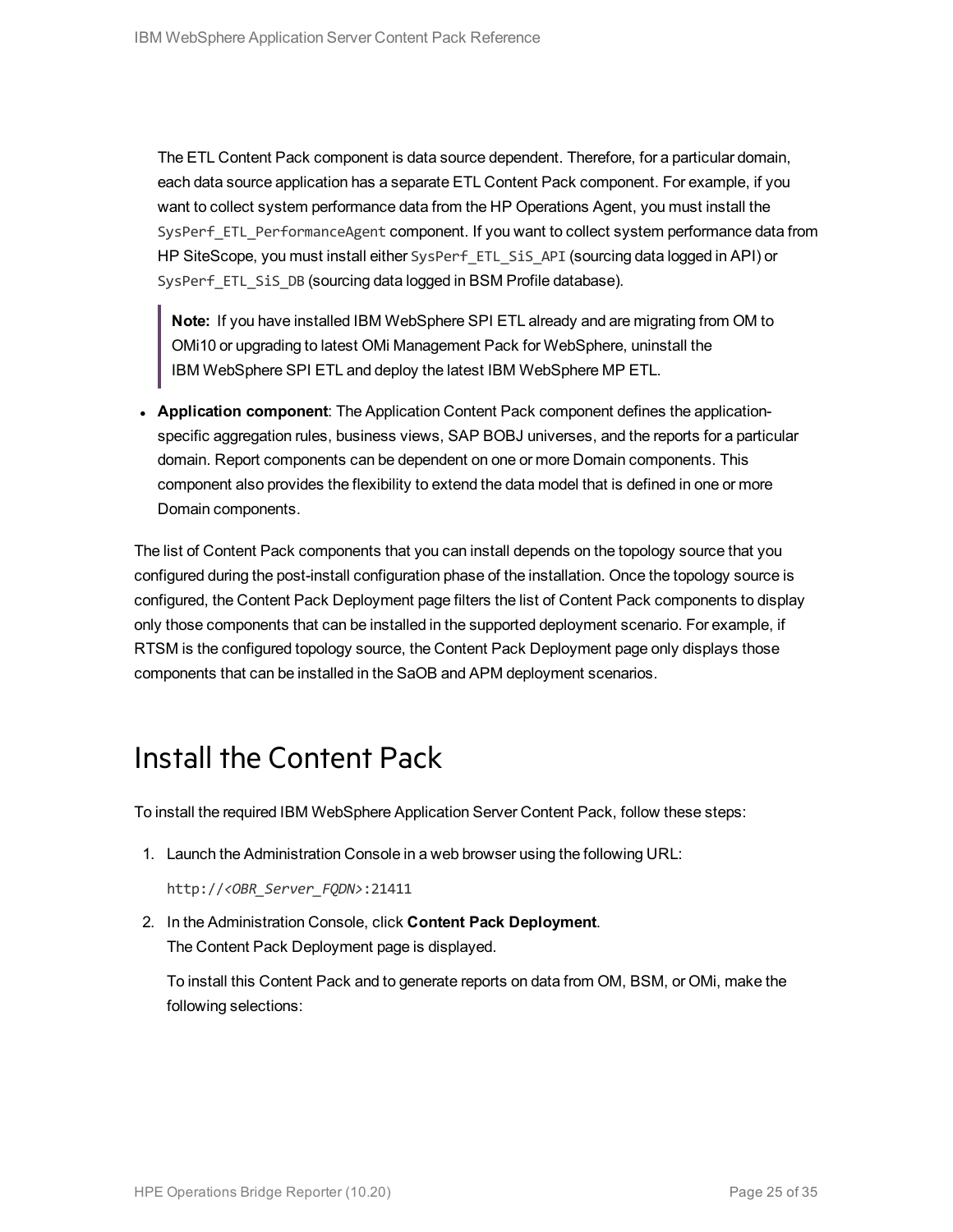The ETL Content Pack component is data source dependent. Therefore, for a particular domain, each data source application has a separate ETL Content Pack component. For example, if you want to collect system performance data from the HP Operations Agent, you must install the `SysPerf_ETL_PerformanceAgent` component. If you want to collect system performance data from HP SiteScope, you must install either `SysPerf_ETL_SiS_API` (sourcing data logged in API) or `SysPerf_ETL_SiS_DB` (sourcing data logged in BSM Profile database).

> **Note:** If you have installed IBM WebSphere SPI ETL already and are migrating from OM to OMi10 or upgrading to latest OMi Management Pack for WebSphere, uninstall the IBM WebSphere SPI ETL and deploy the latest IBM WebSphere MP ETL.

- **Application component**: The Application Content Pack component defines the application-specific aggregation rules, business views, SAP BOBJ universes, and the reports for a particular domain. Report components can be dependent on one or more Domain components. This component also provides the flexibility to extend the data model that is defined in one or more Domain components.

The list of Content Pack components that you can install depends on the topology source that you configured during the post-install configuration phase of the installation. Once the topology source is configured, the Content Pack Deployment page filters the list of Content Pack components to display only those components that can be installed in the supported deployment scenario. For example, if RTSM is the configured topology source, the Content Pack Deployment page only displays those components that can be installed in the SaOB and APM deployment scenarios.

# Install the Content Pack

To install the required IBM WebSphere Application Server Content Pack, follow these steps:

1. Launch the Administration Console in a web browser using the following URL:

   `http://<OBR_Server_FQDN>:21411`

2. In the Administration Console, click **Content Pack Deployment**.
   The Content Pack Deployment page is displayed.

   To install this Content Pack and to generate reports on data from OM, BSM, or OMi, make the following selections: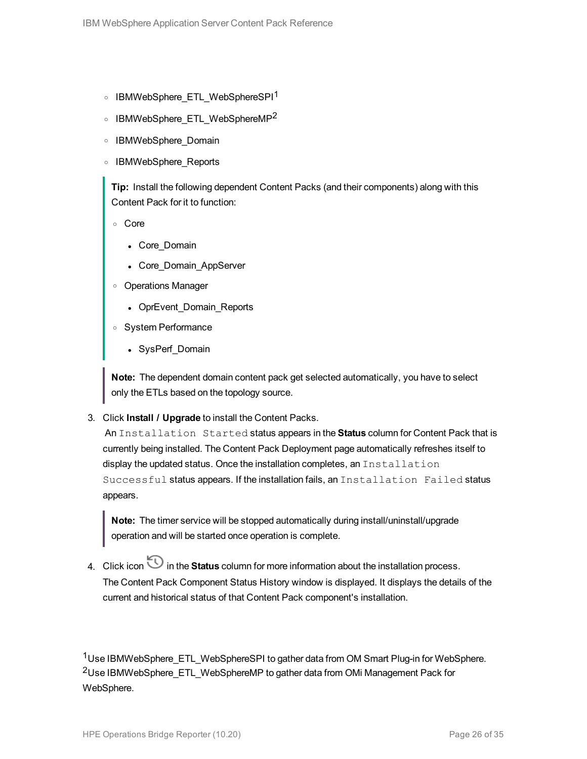- IBMWebSphere_ETL_WebSphereSPI[1]
- IBMWebSphere_ETL_WebSphereMP[2]
- IBMWebSphere_Domain
- IBMWebSphere_Reports

> **Tip:** Install the following dependent Content Packs (and their components) along with this Content Pack for it to function:
>
> - Core
>   - Core_Domain
>   - Core_Domain_AppServer
> - Operations Manager
>   - OprEvent_Domain_Reports
> - System Performance
>   - SysPerf_Domain

> **Note:** The dependent domain content pack get selected automatically, you have to select only the ETLs based on the topology source.

3. Click **Install / Upgrade** to install the Content Packs.
   An `Installation Started` status appears in the **Status** column for Content Pack that is currently being installed. The Content Pack Deployment page automatically refreshes itself to display the updated status. Once the installation completes, an `Installation Successful` status appears. If the installation fails, an `Installation Failed` status appears.

   > **Note:** The timer service will be stopped automatically during install/uninstall/upgrade operation and will be started once operation is complete.

4. Click icon in the **Status** column for more information about the installation process.
   The Content Pack Component Status History window is displayed. It displays the details of the current and historical status of that Content Pack component's installation.

[1] Use IBMWebSphere_ETL_WebSphereSPI to gather data from OM Smart Plug-in for WebSphere.
[2] Use IBMWebSphere_ETL_WebSphereMP to gather data from OMi Management Pack for WebSphere.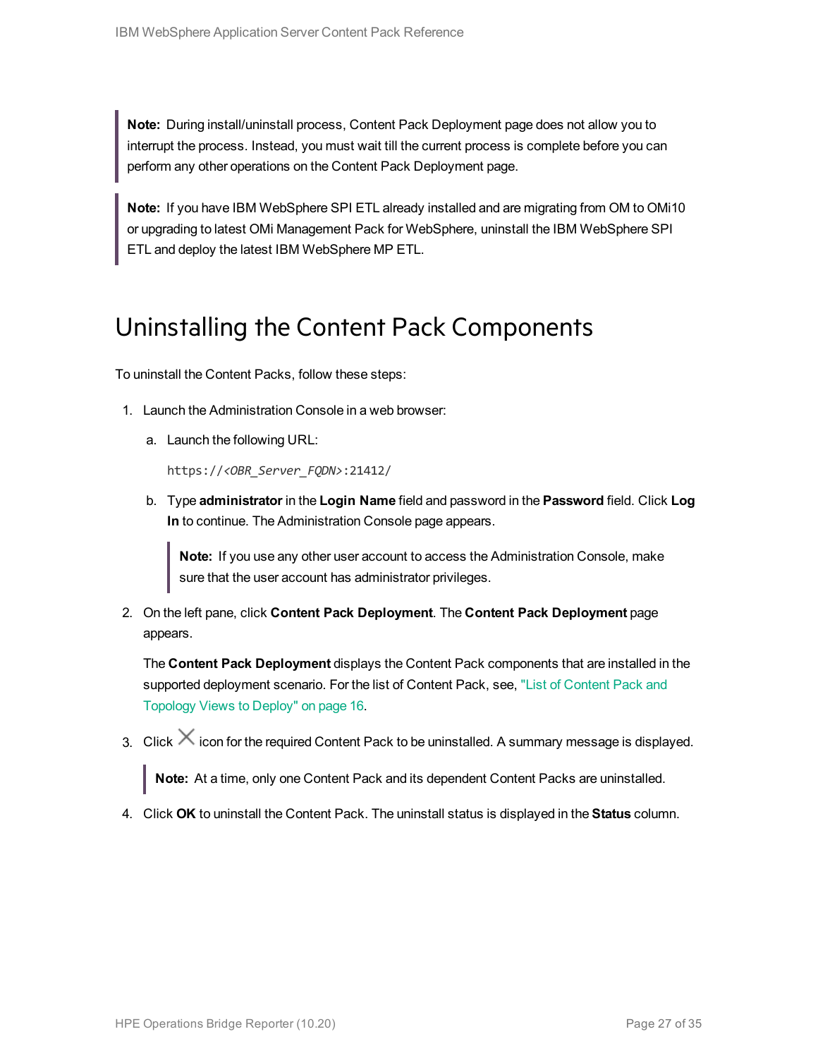> **Note:** During install/uninstall process, Content Pack Deployment page does not allow you to interrupt the process. Instead, you must wait till the current process is complete before you can perform any other operations on the Content Pack Deployment page.

> **Note:** If you have IBM WebSphere SPI ETL already installed and are migrating from OM to OMi10 or upgrading to latest OMi Management Pack for WebSphere, uninstall the IBM WebSphere SPI ETL and deploy the latest IBM WebSphere MP ETL.

# Uninstalling the Content Pack Components

To uninstall the Content Packs, follow these steps:

1. Launch the Administration Console in a web browser:

   a. Launch the following URL:

      `https://<OBR_Server_FQDN>:21412/`

   b. Type **administrator** in the **Login Name** field and password in the **Password** field. Click **Log In** to continue. The Administration Console page appears.

      > **Note:** If you use any other user account to access the Administration Console, make sure that the user account has administrator privileges.

2. On the left pane, click **Content Pack Deployment**. The **Content Pack Deployment** page appears.

   The **Content Pack Deployment** displays the Content Pack components that are installed in the supported deployment scenario. For the list of Content Pack, see, "List of Content Pack and Topology Views to Deploy" on page 16.

3. Click ✕ icon for the required Content Pack to be uninstalled. A summary message is displayed.

   > **Note:** At a time, only one Content Pack and its dependent Content Packs are uninstalled.

4. Click **OK** to uninstall the Content Pack. The uninstall status is displayed in the **Status** column.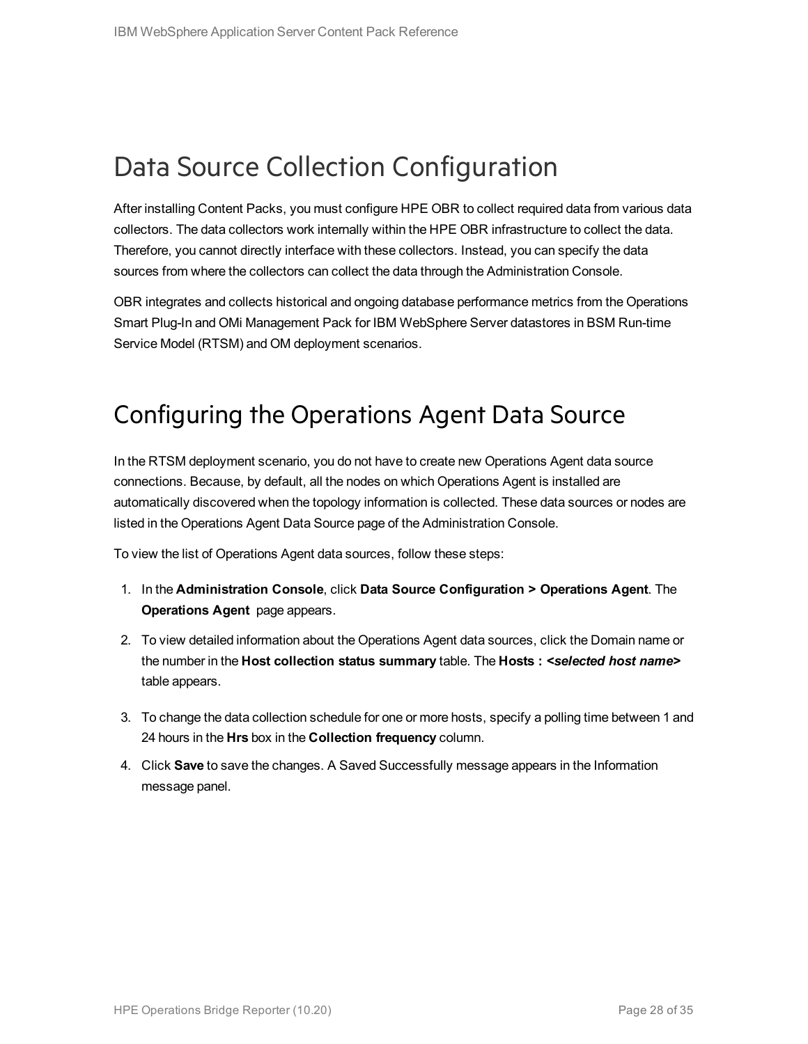# Data Source Collection Configuration

After installing Content Packs, you must configure HPE OBR to collect required data from various data collectors. The data collectors work internally within the HPE OBR infrastructure to collect the data. Therefore, you cannot directly interface with these collectors. Instead, you can specify the data sources from where the collectors can collect the data through the Administration Console.

OBR integrates and collects historical and ongoing database performance metrics from the Operations Smart Plug-In and OMi Management Pack for IBM WebSphere Server datastores in BSM Run-time Service Model (RTSM) and OM deployment scenarios.

## Configuring the Operations Agent Data Source

In the RTSM deployment scenario, you do not have to create new Operations Agent data source connections. Because, by default, all the nodes on which Operations Agent is installed are automatically discovered when the topology information is collected. These data sources or nodes are listed in the Operations Agent Data Source page of the Administration Console.

To view the list of Operations Agent data sources, follow these steps:

1. In the **Administration Console**, click **Data Source Configuration > Operations Agent**. The **Operations Agent** page appears.
2. To view detailed information about the Operations Agent data sources, click the Domain name or the number in the **Host collection status summary** table. The **Hosts : *<selected host name>*** table appears.
3. To change the data collection schedule for one or more hosts, specify a polling time between 1 and 24 hours in the **Hrs** box in the **Collection frequency** column.
4. Click **Save** to save the changes. A Saved Successfully message appears in the Information message panel.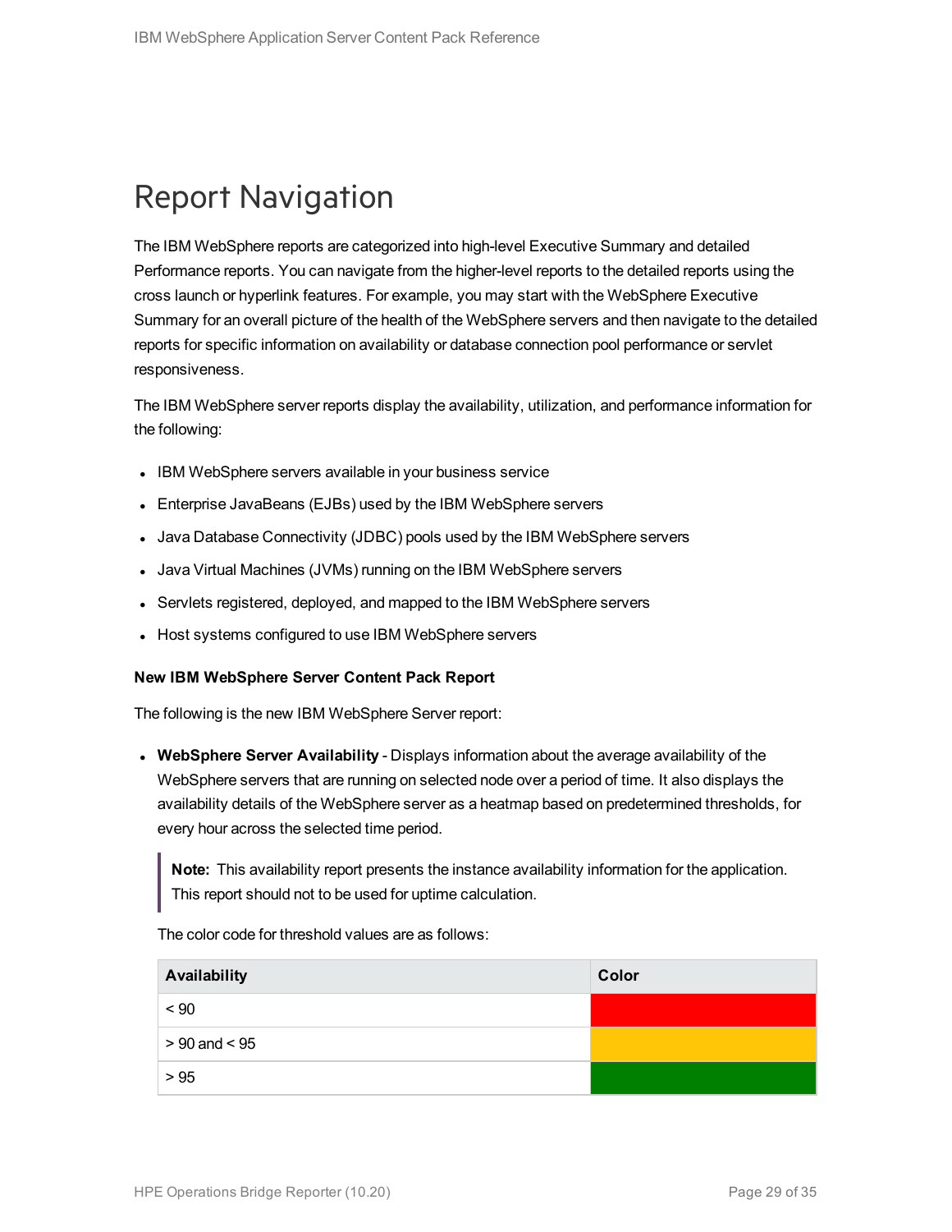# Report Navigation

The IBM WebSphere reports are categorized into high-level Executive Summary and detailed Performance reports. You can navigate from the higher-level reports to the detailed reports using the cross launch or hyperlink features. For example, you may start with the WebSphere Executive Summary for an overall picture of the health of the WebSphere servers and then navigate to the detailed reports for specific information on availability or database connection pool performance or servlet responsiveness.

The IBM WebSphere server reports display the availability, utilization, and performance information for the following:

- IBM WebSphere servers available in your business service
- Enterprise JavaBeans (EJBs) used by the IBM WebSphere servers
- Java Database Connectivity (JDBC) pools used by the IBM WebSphere servers
- Java Virtual Machines (JVMs) running on the IBM WebSphere servers
- Servlets registered, deployed, and mapped to the IBM WebSphere servers
- Host systems configured to use IBM WebSphere servers

**New IBM WebSphere Server Content Pack Report**

The following is the new IBM WebSphere Server report:

- **WebSphere Server Availability** - Displays information about the average availability of the WebSphere servers that are running on selected node over a period of time. It also displays the availability details of the WebSphere server as a heatmap based on predetermined thresholds, for every hour across the selected time period.

  > **Note:** This availability report presents the instance availability information for the application. This report should not to be used for uptime calculation.

  The color code for threshold values are as follows:

  | Availability | Color |
  | --- | --- |
  | < 90 | Red |
  | > 90 and < 95 | Amber |
  | > 95 | Green |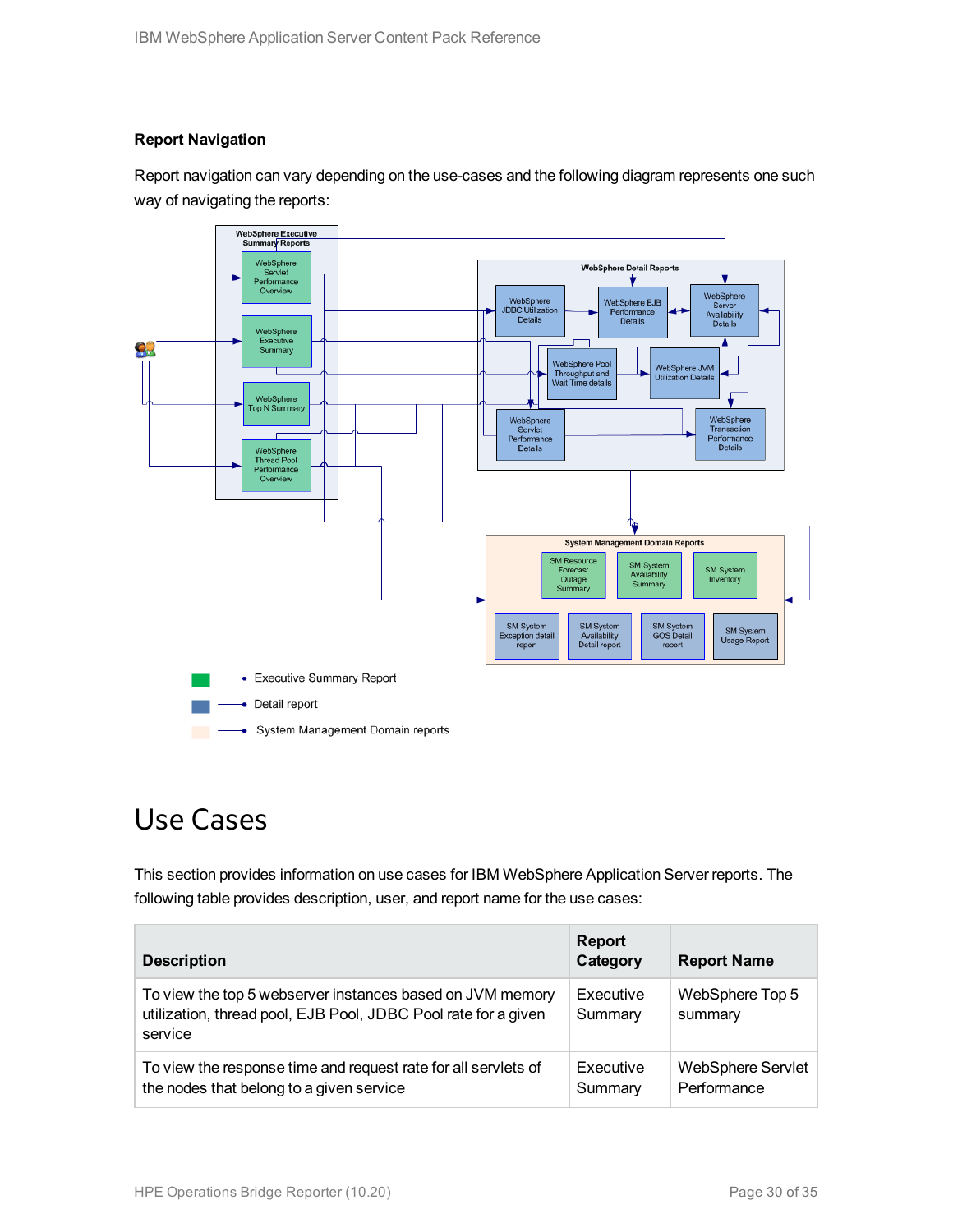### Report Navigation

Report navigation can vary depending on the use-cases and the following diagram represents one such way of navigating the reports:

# Use Cases

This section provides information on use cases for IBM WebSphere Application Server reports. The following table provides description, user, and report name for the use cases:

| Description | Report Category | Report Name |
|---|---|---|
| To view the top 5 webserver instances based on JVM memory utilization, thread pool, EJB Pool, JDBC Pool rate for a given service | Executive Summary | WebSphere Top 5 summary |
| To view the response time and request rate for all servlets of the nodes that belong to a given service | Executive Summary | WebSphere Servlet Performance |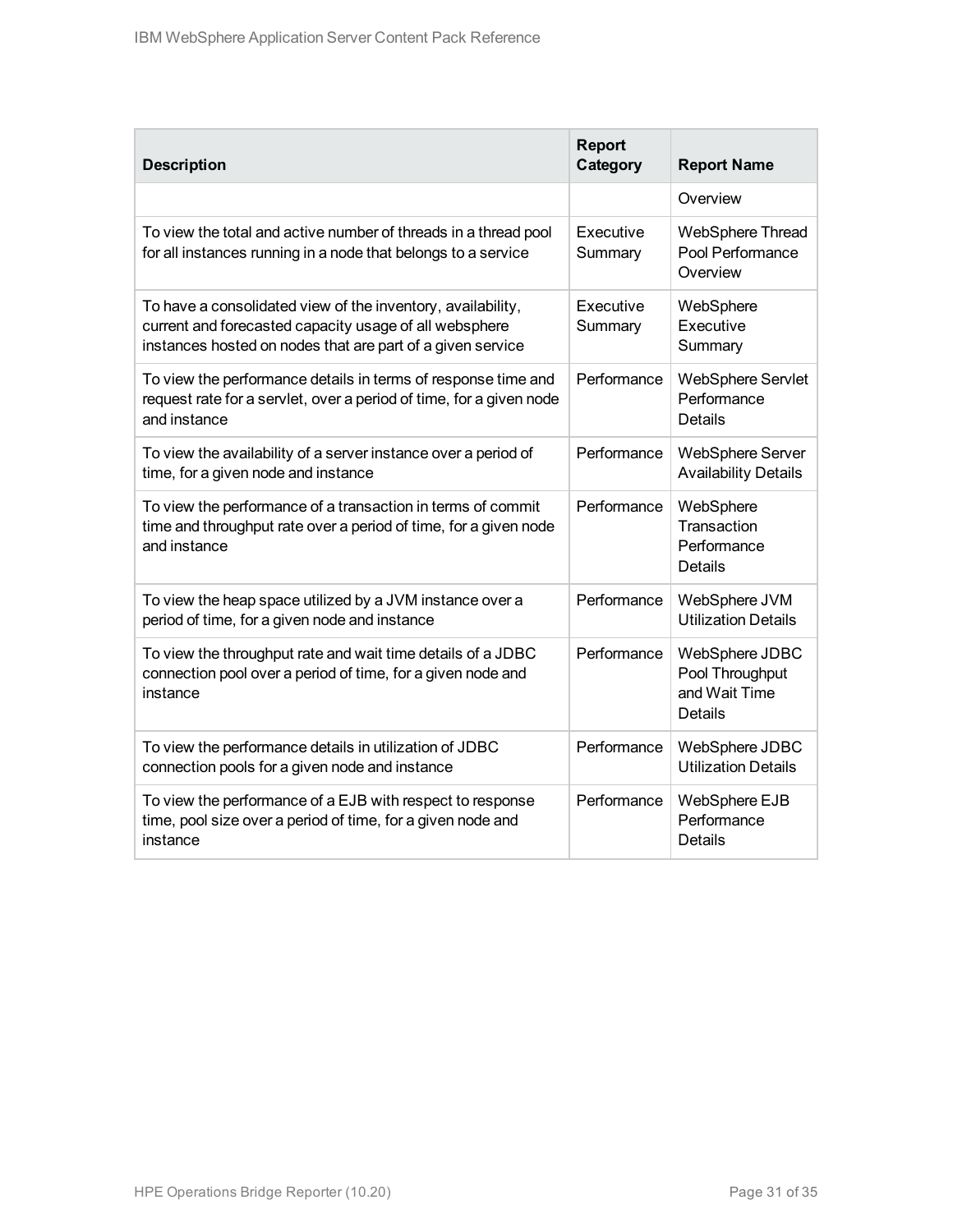| Description | Report Category | Report Name |
|---|---|---|
| | | Overview |
| To view the total and active number of threads in a thread pool for all instances running in a node that belongs to a service | Executive Summary | WebSphere Thread Pool Performance Overview |
| To have a consolidated view of the inventory, availability, current and forecasted capacity usage of all websphere instances hosted on nodes that are part of a given service | Executive Summary | WebSphere Executive Summary |
| To view the performance details in terms of response time and request rate for a servlet, over a period of time, for a given node and instance | Performance | WebSphere Servlet Performance Details |
| To view the availability of a server instance over a period of time, for a given node and instance | Performance | WebSphere Server Availability Details |
| To view the performance of a transaction in terms of commit time and throughput rate over a period of time, for a given node and instance | Performance | WebSphere Transaction Performance Details |
| To view the heap space utilized by a JVM instance over a period of time, for a given node and instance | Performance | WebSphere JVM Utilization Details |
| To view the throughput rate and wait time details of a JDBC connection pool over a period of time, for a given node and instance | Performance | WebSphere JDBC Pool Throughput and Wait Time Details |
| To view the performance details in utilization of JDBC connection pools for a given node and instance | Performance | WebSphere JDBC Utilization Details |
| To view the performance of a EJB with respect to response time, pool size over a period of time, for a given node and instance | Performance | WebSphere EJB Performance Details |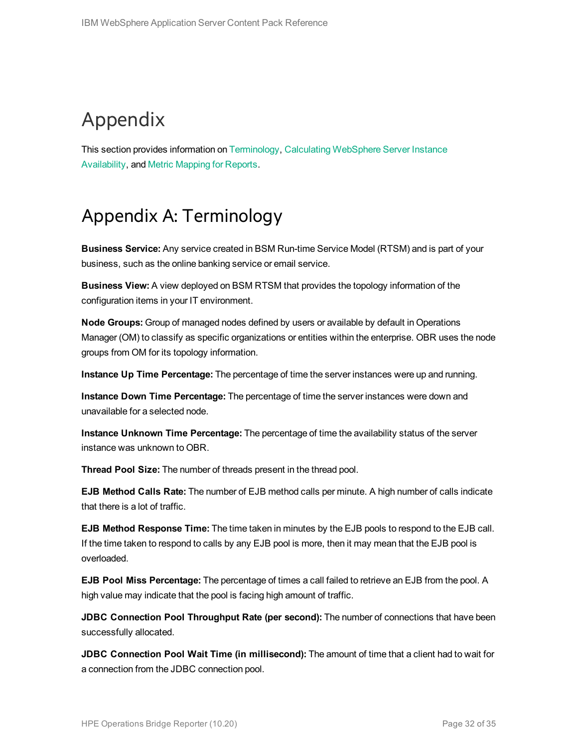# Appendix

This section provides information on Terminology, Calculating WebSphere Server Instance Availability, and Metric Mapping for Reports.

# Appendix A: Terminology

**Business Service:** Any service created in BSM Run-time Service Model (RTSM) and is part of your business, such as the online banking service or email service.

**Business View:** A view deployed on BSM RTSM that provides the topology information of the configuration items in your IT environment.

**Node Groups:** Group of managed nodes defined by users or available by default in Operations Manager (OM) to classify as specific organizations or entities within the enterprise. OBR uses the node groups from OM for its topology information.

**Instance Up Time Percentage:** The percentage of time the server instances were up and running.

**Instance Down Time Percentage:** The percentage of time the server instances were down and unavailable for a selected node.

**Instance Unknown Time Percentage:** The percentage of time the availability status of the server instance was unknown to OBR.

**Thread Pool Size:** The number of threads present in the thread pool.

**EJB Method Calls Rate:** The number of EJB method calls per minute. A high number of calls indicate that there is a lot of traffic.

**EJB Method Response Time:** The time taken in minutes by the EJB pools to respond to the EJB call. If the time taken to respond to calls by any EJB pool is more, then it may mean that the EJB pool is overloaded.

**EJB Pool Miss Percentage:** The percentage of times a call failed to retrieve an EJB from the pool. A high value may indicate that the pool is facing high amount of traffic.

**JDBC Connection Pool Throughput Rate (per second):** The number of connections that have been successfully allocated.

**JDBC Connection Pool Wait Time (in millisecond):** The amount of time that a client had to wait for a connection from the JDBC connection pool.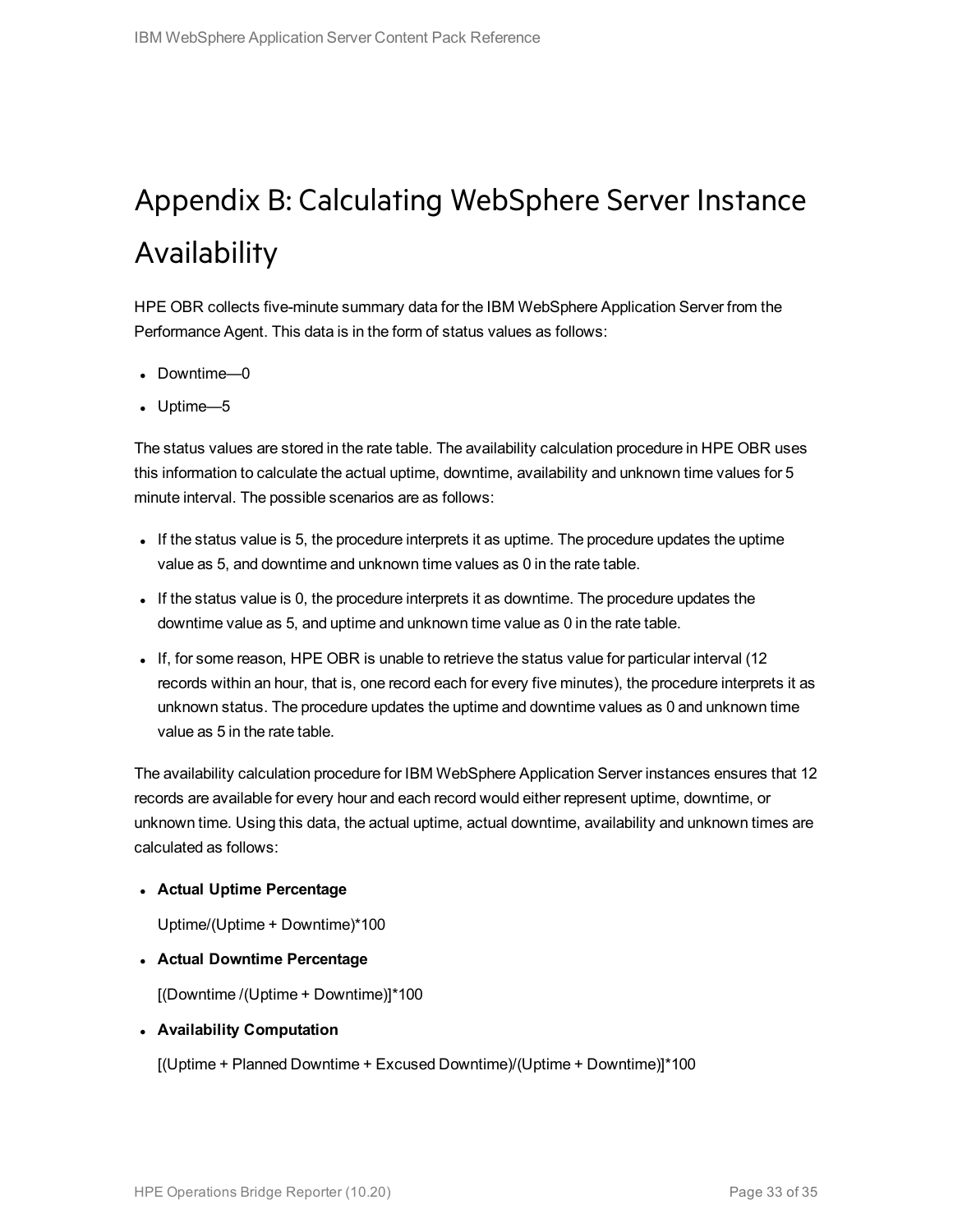# Appendix B: Calculating WebSphere Server Instance Availability

HPE OBR collects five-minute summary data for the IBM WebSphere Application Server from the Performance Agent. This data is in the form of status values as follows:

- Downtime—0
- Uptime—5

The status values are stored in the rate table. The availability calculation procedure in HPE OBR uses this information to calculate the actual uptime, downtime, availability and unknown time values for 5 minute interval. The possible scenarios are as follows:

- If the status value is 5, the procedure interprets it as uptime. The procedure updates the uptime value as 5, and downtime and unknown time values as 0 in the rate table.
- If the status value is 0, the procedure interprets it as downtime. The procedure updates the downtime value as 5, and uptime and unknown time value as 0 in the rate table.
- If, for some reason, HPE OBR is unable to retrieve the status value for particular interval (12 records within an hour, that is, one record each for every five minutes), the procedure interprets it as unknown status. The procedure updates the uptime and downtime values as 0 and unknown time value as 5 in the rate table.

The availability calculation procedure for IBM WebSphere Application Server instances ensures that 12 records are available for every hour and each record would either represent uptime, downtime, or unknown time. Using this data, the actual uptime, actual downtime, availability and unknown times are calculated as follows:

- **Actual Uptime Percentage**

  Uptime/(Uptime + Downtime)*100

- **Actual Downtime Percentage**

  [(Downtime /(Uptime + Downtime)]*100

- **Availability Computation**

  [(Uptime + Planned Downtime + Excused Downtime)/(Uptime + Downtime)]*100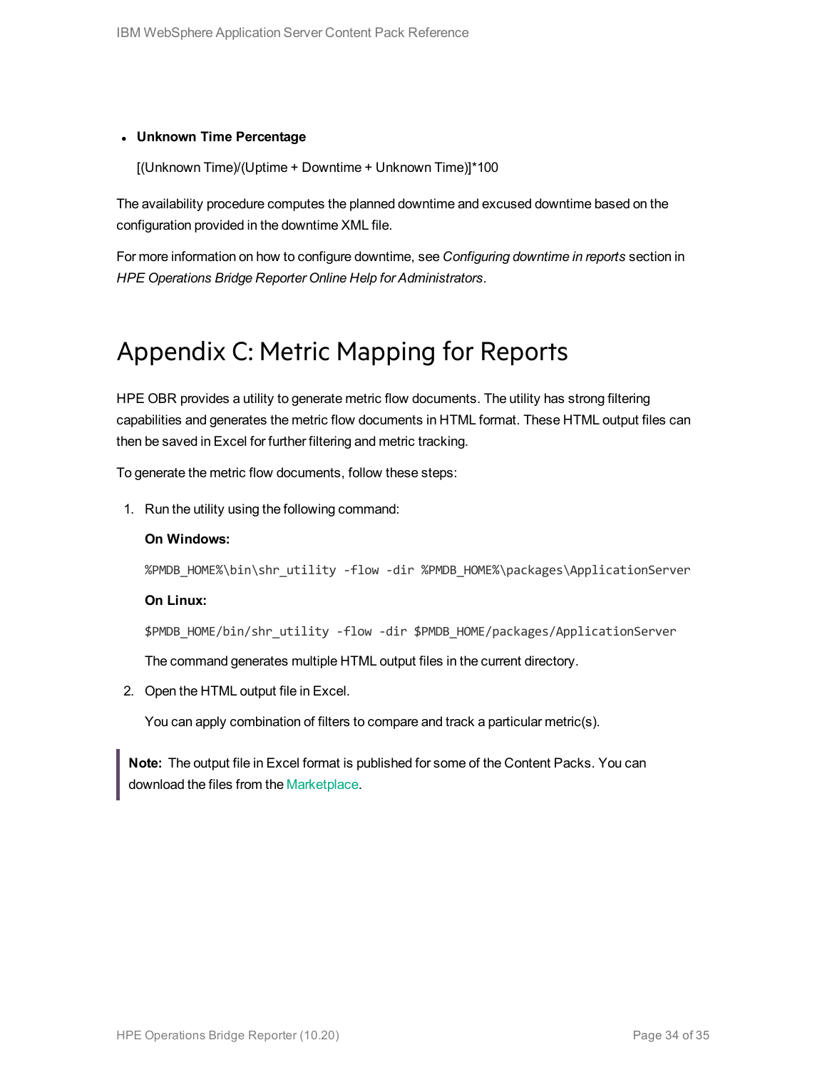- **Unknown Time Percentage**

  [(Unknown Time)/(Uptime + Downtime + Unknown Time)]*100

The availability procedure computes the planned downtime and excused downtime based on the configuration provided in the downtime XML file.

For more information on how to configure downtime, see *Configuring downtime in reports* section in *HPE Operations Bridge Reporter Online Help for Administrators*.

# Appendix C: Metric Mapping for Reports

HPE OBR provides a utility to generate metric flow documents. The utility has strong filtering capabilities and generates the metric flow documents in HTML format. These HTML output files can then be saved in Excel for further filtering and metric tracking.

To generate the metric flow documents, follow these steps:

1. Run the utility using the following command:

   **On Windows:**

   ```
   %PMDB_HOME%\bin\shr_utility -flow -dir %PMDB_HOME%\packages\ApplicationServer
   ```

   **On Linux:**

   ```
   $PMDB_HOME/bin/shr_utility -flow -dir $PMDB_HOME/packages/ApplicationServer
   ```

   The command generates multiple HTML output files in the current directory.

2. Open the HTML output file in Excel.

   You can apply combination of filters to compare and track a particular metric(s).

> **Note:** The output file in Excel format is published for some of the Content Packs. You can download the files from the Marketplace.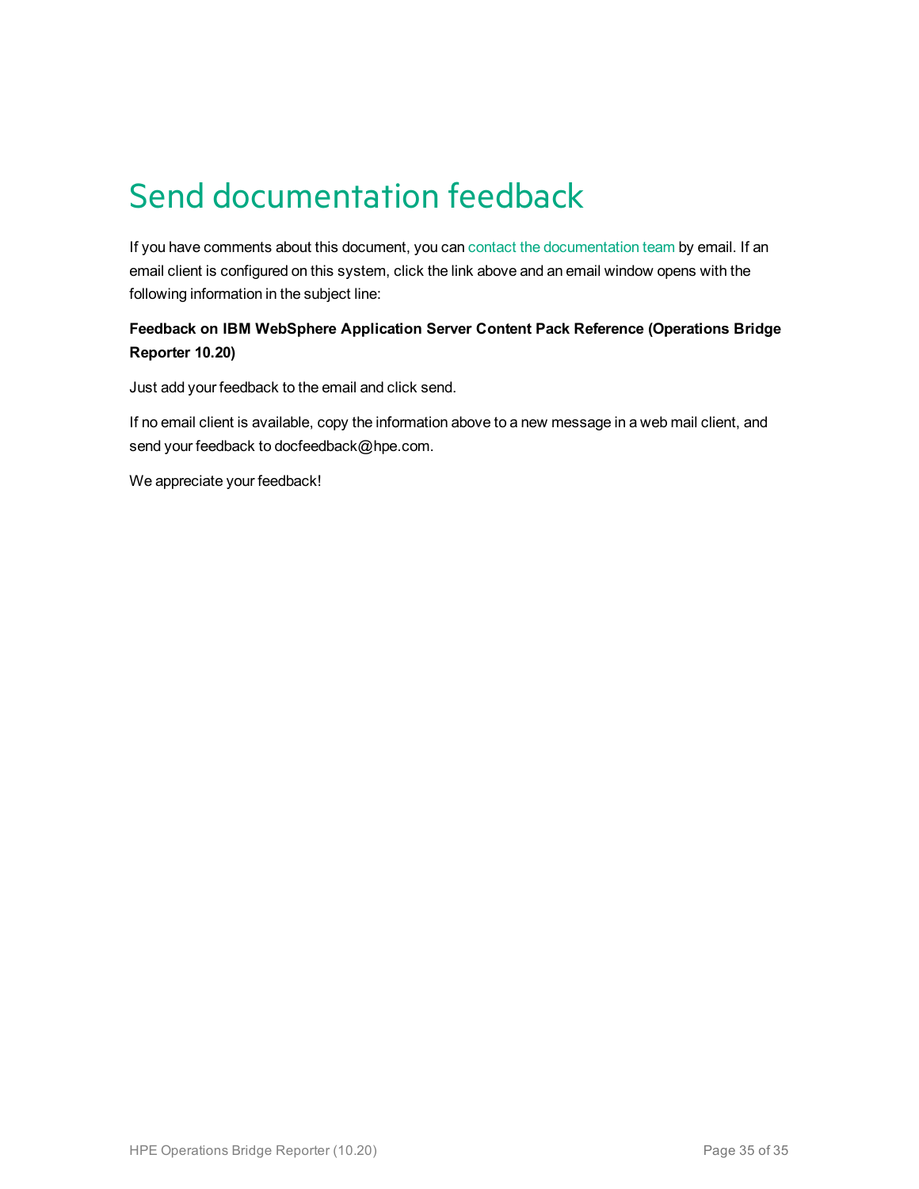# Send documentation feedback

If you have comments about this document, you can contact the documentation team by email. If an email client is configured on this system, click the link above and an email window opens with the following information in the subject line:

**Feedback on IBM WebSphere Application Server Content Pack Reference (Operations Bridge Reporter 10.20)**

Just add your feedback to the email and click send.

If no email client is available, copy the information above to a new message in a web mail client, and send your feedback to docfeedback@hpe.com.

We appreciate your feedback!